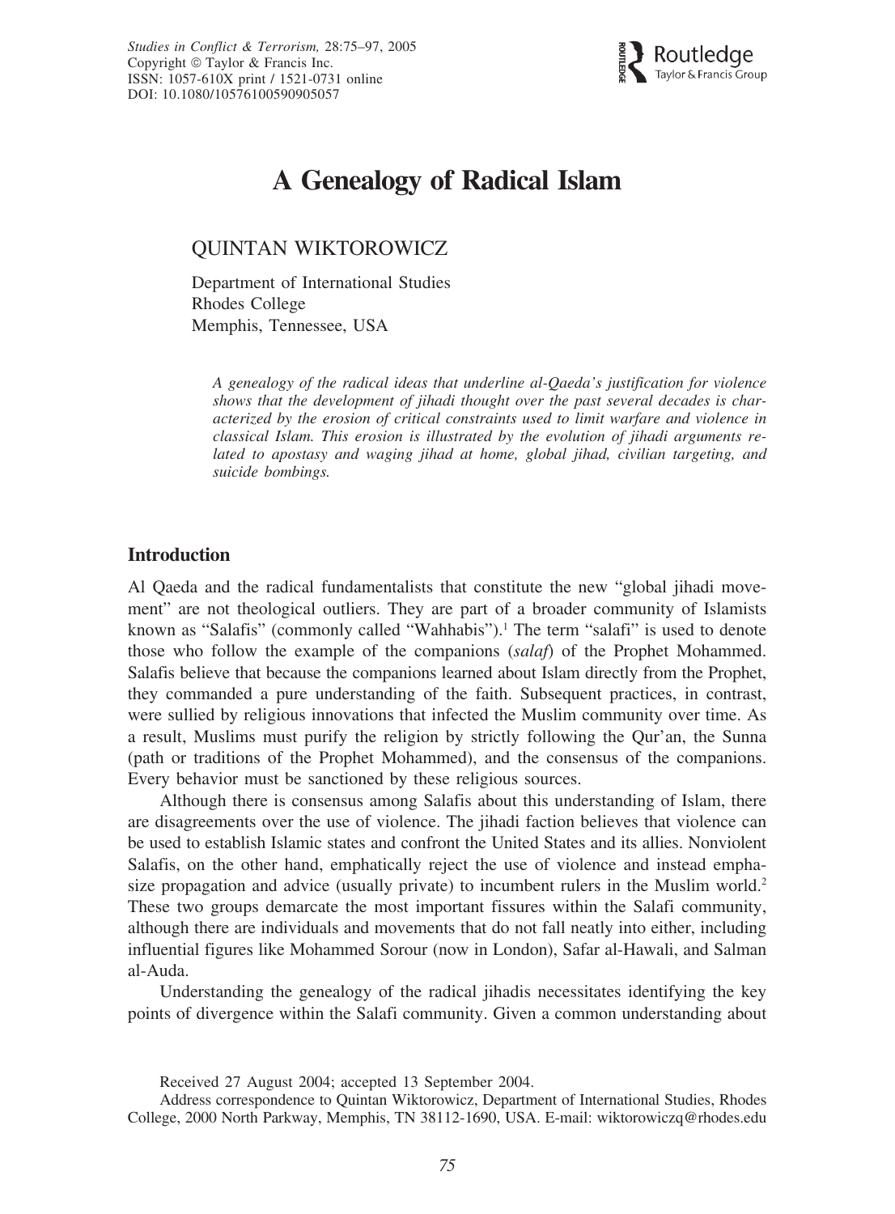# A Genealogy of Radical Islam

QUINTAN WIKTOROWICZ

Department of International Studies
Rhodes College
Memphis, Tennessee, USA

*A genealogy of the radical ideas that underline al-Qaeda's justification for violence shows that the development of jihadi thought over the past several decades is characterized by the erosion of critical constraints used to limit warfare and violence in classical Islam. This erosion is illustrated by the evolution of jihadi arguments related to apostasy and waging jihad at home, global jihad, civilian targeting, and suicide bombings.*

## Introduction

Al Qaeda and the radical fundamentalists that constitute the new "global jihadi movement" are not theological outliers. They are part of a broader community of Islamists known as "Salafis" (commonly called "Wahhabis").[1] The term "salafi" is used to denote those who follow the example of the companions (*salaf*) of the Prophet Mohammed. Salafis believe that because the companions learned about Islam directly from the Prophet, they commanded a pure understanding of the faith. Subsequent practices, in contrast, were sullied by religious innovations that infected the Muslim community over time. As a result, Muslims must purify the religion by strictly following the Qur'an, the Sunna (path or traditions of the Prophet Mohammed), and the consensus of the companions. Every behavior must be sanctioned by these religious sources.

Although there is consensus among Salafis about this understanding of Islam, there are disagreements over the use of violence. The jihadi faction believes that violence can be used to establish Islamic states and confront the United States and its allies. Nonviolent Salafis, on the other hand, emphatically reject the use of violence and instead emphasize propagation and advice (usually private) to incumbent rulers in the Muslim world.[2] These two groups demarcate the most important fissures within the Salafi community, although there are individuals and movements that do not fall neatly into either, including influential figures like Mohammed Sorour (now in London), Safar al-Hawali, and Salman al-Auda.

Understanding the genealogy of the radical jihadis necessitates identifying the key points of divergence within the Salafi community. Given a common understanding about

Received 27 August 2004; accepted 13 September 2004.

Address correspondence to Quintan Wiktorowicz, Department of International Studies, Rhodes College, 2000 North Parkway, Memphis, TN 38112-1690, USA. E-mail: wiktorowiczq@rhodes.edu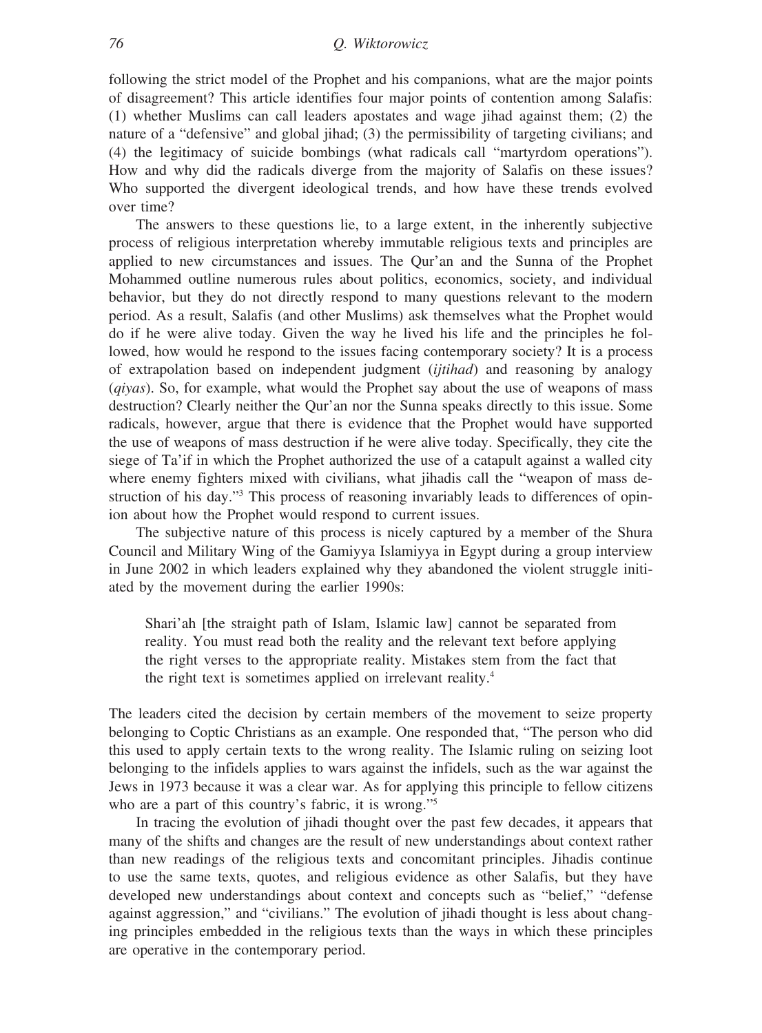following the strict model of the Prophet and his companions, what are the major points of disagreement? This article identifies four major points of contention among Salafis: (1) whether Muslims can call leaders apostates and wage jihad against them; (2) the nature of a "defensive" and global jihad; (3) the permissibility of targeting civilians; and (4) the legitimacy of suicide bombings (what radicals call "martyrdom operations"). How and why did the radicals diverge from the majority of Salafis on these issues? Who supported the divergent ideological trends, and how have these trends evolved over time?

The answers to these questions lie, to a large extent, in the inherently subjective process of religious interpretation whereby immutable religious texts and principles are applied to new circumstances and issues. The Qur'an and the Sunna of the Prophet Mohammed outline numerous rules about politics, economics, society, and individual behavior, but they do not directly respond to many questions relevant to the modern period. As a result, Salafis (and other Muslims) ask themselves what the Prophet would do if he were alive today. Given the way he lived his life and the principles he followed, how would he respond to the issues facing contemporary society? It is a process of extrapolation based on independent judgment (*ijtihad*) and reasoning by analogy (*qiyas*). So, for example, what would the Prophet say about the use of weapons of mass destruction? Clearly neither the Qur'an nor the Sunna speaks directly to this issue. Some radicals, however, argue that there is evidence that the Prophet would have supported the use of weapons of mass destruction if he were alive today. Specifically, they cite the siege of Ta'if in which the Prophet authorized the use of a catapult against a walled city where enemy fighters mixed with civilians, what jihadis call the "weapon of mass destruction of his day."[3] This process of reasoning invariably leads to differences of opinion about how the Prophet would respond to current issues.

The subjective nature of this process is nicely captured by a member of the Shura Council and Military Wing of the Gamiyya Islamiyya in Egypt during a group interview in June 2002 in which leaders explained why they abandoned the violent struggle initiated by the movement during the earlier 1990s:

> Shari'ah [the straight path of Islam, Islamic law] cannot be separated from reality. You must read both the reality and the relevant text before applying the right verses to the appropriate reality. Mistakes stem from the fact that the right text is sometimes applied on irrelevant reality.[4]

The leaders cited the decision by certain members of the movement to seize property belonging to Coptic Christians as an example. One responded that, "The person who did this used to apply certain texts to the wrong reality. The Islamic ruling on seizing loot belonging to the infidels applies to wars against the infidels, such as the war against the Jews in 1973 because it was a clear war. As for applying this principle to fellow citizens who are a part of this country's fabric, it is wrong."[5]

In tracing the evolution of jihadi thought over the past few decades, it appears that many of the shifts and changes are the result of new understandings about context rather than new readings of the religious texts and concomitant principles. Jihadis continue to use the same texts, quotes, and religious evidence as other Salafis, but they have developed new understandings about context and concepts such as "belief," "defense against aggression," and "civilians." The evolution of jihadi thought is less about changing principles embedded in the religious texts than the ways in which these principles are operative in the contemporary period.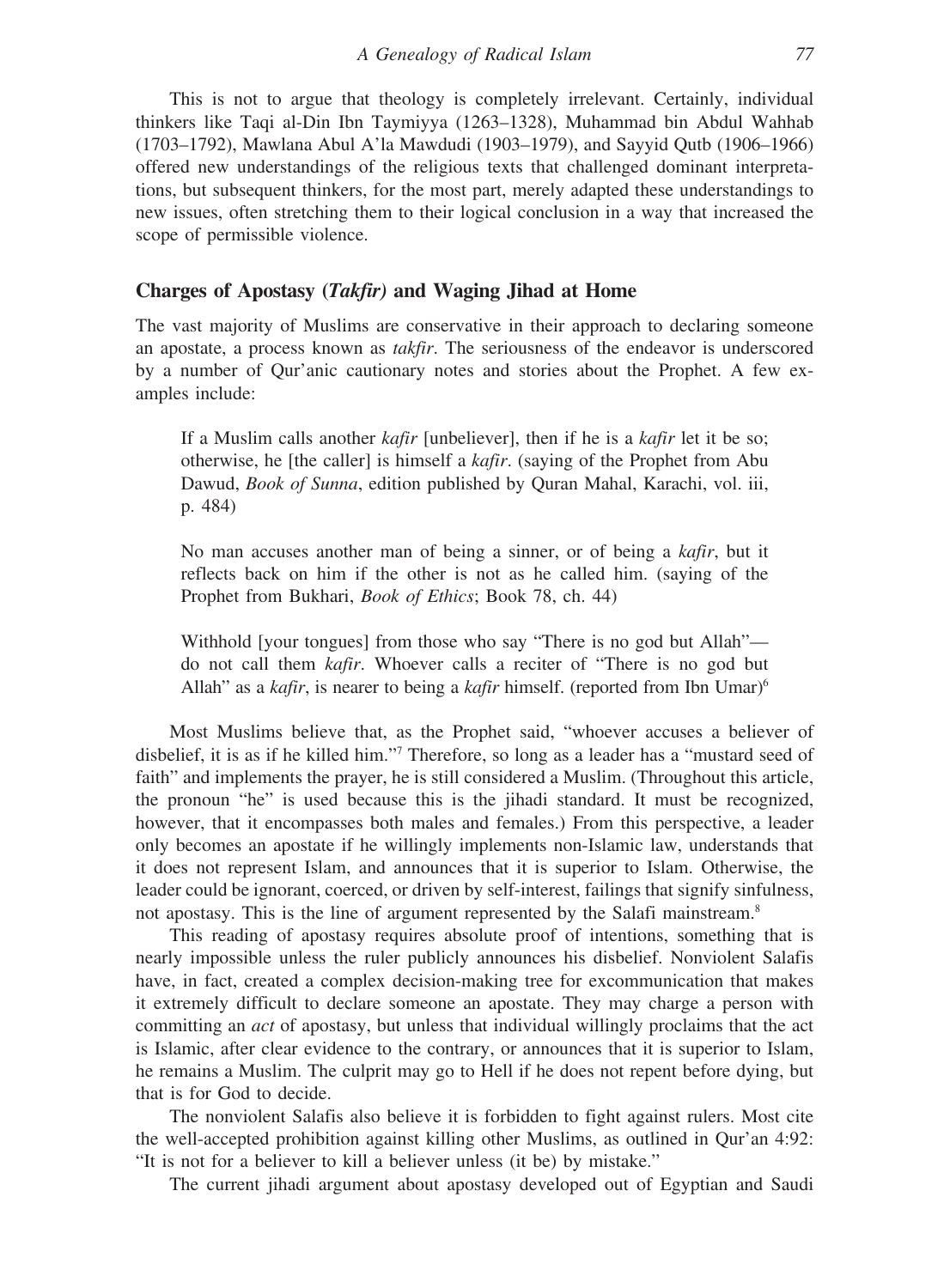This is not to argue that theology is completely irrelevant. Certainly, individual thinkers like Taqi al-Din Ibn Taymiyya (1263–1328), Muhammad bin Abdul Wahhab (1703–1792), Mawlana Abul A'la Mawdudi (1903–1979), and Sayyid Qutb (1906–1966) offered new understandings of the religious texts that challenged dominant interpretations, but subsequent thinkers, for the most part, merely adapted these understandings to new issues, often stretching them to their logical conclusion in a way that increased the scope of permissible violence.

## Charges of Apostasy (*Takfir)* and Waging Jihad at Home

The vast majority of Muslims are conservative in their approach to declaring someone an apostate, a process known as *takfir*. The seriousness of the endeavor is underscored by a number of Qur'anic cautionary notes and stories about the Prophet. A few examples include:

> If a Muslim calls another *kafir* [unbeliever], then if he is a *kafir* let it be so; otherwise, he [the caller] is himself a *kafir*. (saying of the Prophet from Abu Dawud, *Book of Sunna*, edition published by Quran Mahal, Karachi, vol. iii, p. 484)

> No man accuses another man of being a sinner, or of being a *kafir*, but it reflects back on him if the other is not as he called him. (saying of the Prophet from Bukhari, *Book of Ethics*; Book 78, ch. 44)

> Withhold [your tongues] from those who say "There is no god but Allah"—do not call them *kafir*. Whoever calls a reciter of "There is no god but Allah" as a *kafir*, is nearer to being a *kafir* himself. (reported from Ibn Umar)[6]

Most Muslims believe that, as the Prophet said, "whoever accuses a believer of disbelief, it is as if he killed him."[7] Therefore, so long as a leader has a "mustard seed of faith" and implements the prayer, he is still considered a Muslim. (Throughout this article, the pronoun "he" is used because this is the jihadi standard. It must be recognized, however, that it encompasses both males and females.) From this perspective, a leader only becomes an apostate if he willingly implements non-Islamic law, understands that it does not represent Islam, and announces that it is superior to Islam. Otherwise, the leader could be ignorant, coerced, or driven by self-interest, failings that signify sinfulness, not apostasy. This is the line of argument represented by the Salafi mainstream.[8]

This reading of apostasy requires absolute proof of intentions, something that is nearly impossible unless the ruler publicly announces his disbelief. Nonviolent Salafis have, in fact, created a complex decision-making tree for excommunication that makes it extremely difficult to declare someone an apostate. They may charge a person with committing an *act* of apostasy, but unless that individual willingly proclaims that the act is Islamic, after clear evidence to the contrary, or announces that it is superior to Islam, he remains a Muslim. The culprit may go to Hell if he does not repent before dying, but that is for God to decide.

The nonviolent Salafis also believe it is forbidden to fight against rulers. Most cite the well-accepted prohibition against killing other Muslims, as outlined in Qur'an 4:92: "It is not for a believer to kill a believer unless (it be) by mistake."

The current jihadi argument about apostasy developed out of Egyptian and Saudi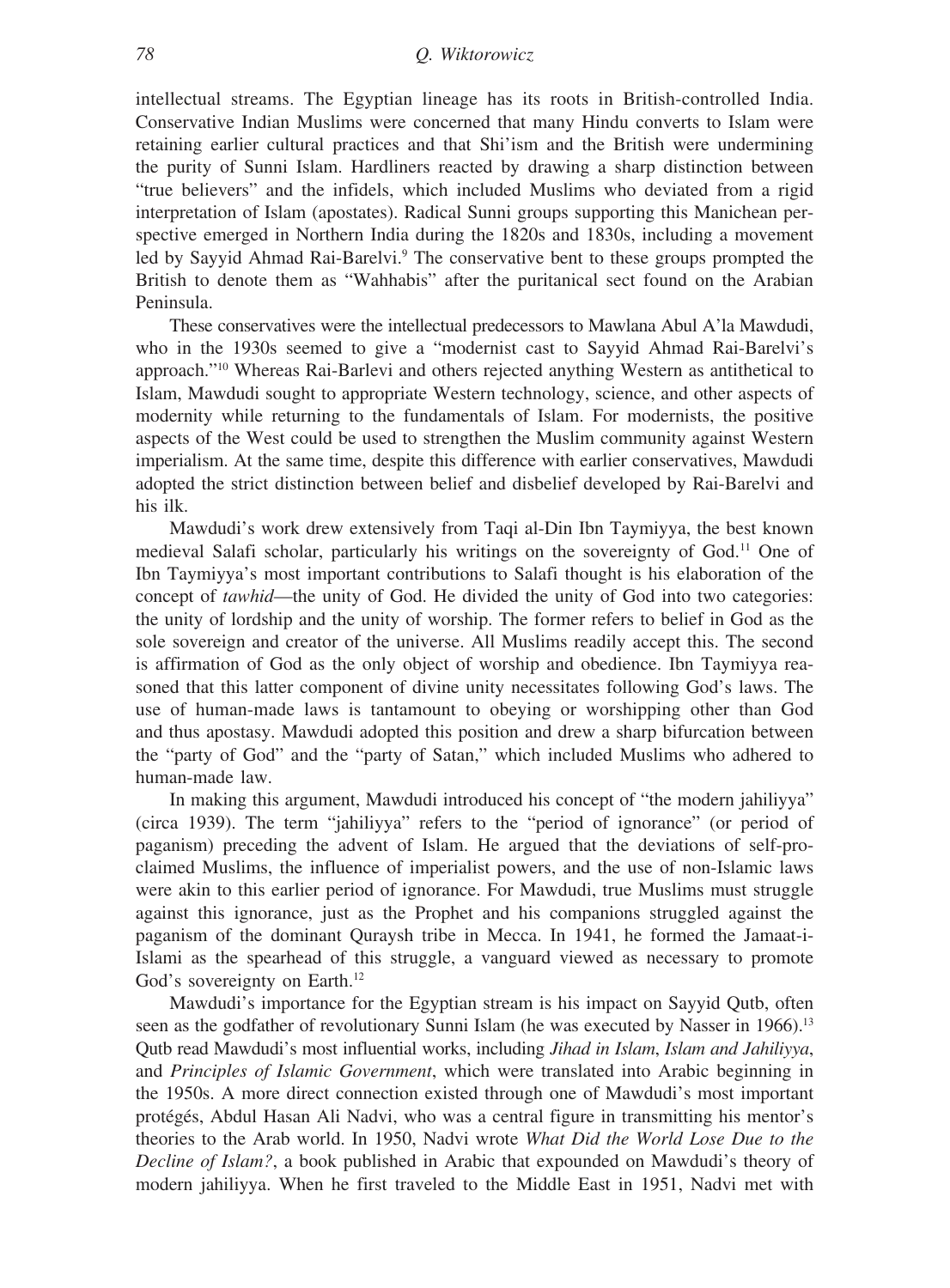intellectual streams. The Egyptian lineage has its roots in British-controlled India. Conservative Indian Muslims were concerned that many Hindu converts to Islam were retaining earlier cultural practices and that Shi'ism and the British were undermining the purity of Sunni Islam. Hardliners reacted by drawing a sharp distinction between "true believers" and the infidels, which included Muslims who deviated from a rigid interpretation of Islam (apostates). Radical Sunni groups supporting this Manichean perspective emerged in Northern India during the 1820s and 1830s, including a movement led by Sayyid Ahmad Rai-Barelvi.[9] The conservative bent to these groups prompted the British to denote them as "Wahhabis" after the puritanical sect found on the Arabian Peninsula.

These conservatives were the intellectual predecessors to Mawlana Abul A'la Mawdudi, who in the 1930s seemed to give a "modernist cast to Sayyid Ahmad Rai-Barelvi's approach."[10] Whereas Rai-Barlevi and others rejected anything Western as antithetical to Islam, Mawdudi sought to appropriate Western technology, science, and other aspects of modernity while returning to the fundamentals of Islam. For modernists, the positive aspects of the West could be used to strengthen the Muslim community against Western imperialism. At the same time, despite this difference with earlier conservatives, Mawdudi adopted the strict distinction between belief and disbelief developed by Rai-Barelvi and his ilk.

Mawdudi's work drew extensively from Taqi al-Din Ibn Taymiyya, the best known medieval Salafi scholar, particularly his writings on the sovereignty of God.[11] One of Ibn Taymiyya's most important contributions to Salafi thought is his elaboration of the concept of *tawhid*—the unity of God. He divided the unity of God into two categories: the unity of lordship and the unity of worship. The former refers to belief in God as the sole sovereign and creator of the universe. All Muslims readily accept this. The second is affirmation of God as the only object of worship and obedience. Ibn Taymiyya reasoned that this latter component of divine unity necessitates following God's laws. The use of human-made laws is tantamount to obeying or worshipping other than God and thus apostasy. Mawdudi adopted this position and drew a sharp bifurcation between the "party of God" and the "party of Satan," which included Muslims who adhered to human-made law.

In making this argument, Mawdudi introduced his concept of "the modern jahiliyya" (circa 1939). The term "jahiliyya" refers to the "period of ignorance" (or period of paganism) preceding the advent of Islam. He argued that the deviations of self-proclaimed Muslims, the influence of imperialist powers, and the use of non-Islamic laws were akin to this earlier period of ignorance. For Mawdudi, true Muslims must struggle against this ignorance, just as the Prophet and his companions struggled against the paganism of the dominant Quraysh tribe in Mecca. In 1941, he formed the Jamaat-i-Islami as the spearhead of this struggle, a vanguard viewed as necessary to promote God's sovereignty on Earth.[12]

Mawdudi's importance for the Egyptian stream is his impact on Sayyid Qutb, often seen as the godfather of revolutionary Sunni Islam (he was executed by Nasser in 1966).[13] Qutb read Mawdudi's most influential works, including *Jihad in Islam*, *Islam and Jahiliyya*, and *Principles of Islamic Government*, which were translated into Arabic beginning in the 1950s. A more direct connection existed through one of Mawdudi's most important protégés, Abdul Hasan Ali Nadvi, who was a central figure in transmitting his mentor's theories to the Arab world. In 1950, Nadvi wrote *What Did the World Lose Due to the Decline of Islam?*, a book published in Arabic that expounded on Mawdudi's theory of modern jahiliyya. When he first traveled to the Middle East in 1951, Nadvi met with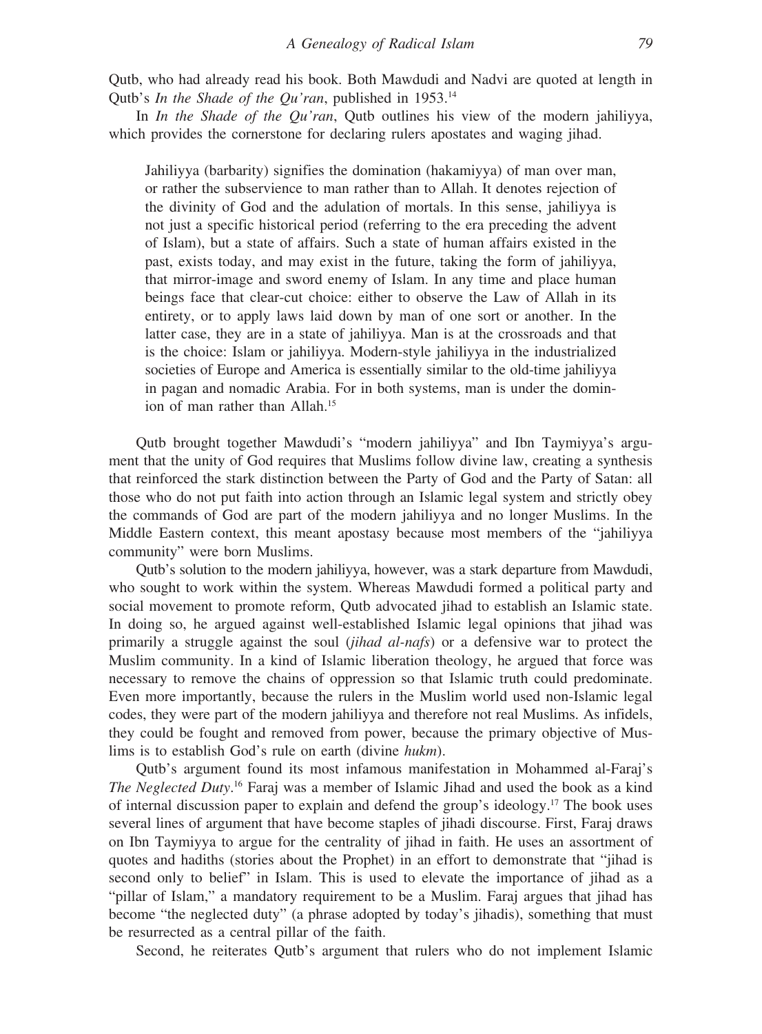Qutb, who had already read his book. Both Mawdudi and Nadvi are quoted at length in Qutb's *In the Shade of the Qu'ran*, published in 1953.[14]

In *In the Shade of the Qu'ran*, Qutb outlines his view of the modern jahiliyya, which provides the cornerstone for declaring rulers apostates and waging jihad.

> Jahiliyya (barbarity) signifies the domination (hakamiyya) of man over man, or rather the subservience to man rather than to Allah. It denotes rejection of the divinity of God and the adulation of mortals. In this sense, jahiliyya is not just a specific historical period (referring to the era preceding the advent of Islam), but a state of affairs. Such a state of human affairs existed in the past, exists today, and may exist in the future, taking the form of jahiliyya, that mirror-image and sword enemy of Islam. In any time and place human beings face that clear-cut choice: either to observe the Law of Allah in its entirety, or to apply laws laid down by man of one sort or another. In the latter case, they are in a state of jahiliyya. Man is at the crossroads and that is the choice: Islam or jahiliyya. Modern-style jahiliyya in the industrialized societies of Europe and America is essentially similar to the old-time jahiliyya in pagan and nomadic Arabia. For in both systems, man is under the dominion of man rather than Allah.[15]

Qutb brought together Mawdudi's "modern jahiliyya" and Ibn Taymiyya's argument that the unity of God requires that Muslims follow divine law, creating a synthesis that reinforced the stark distinction between the Party of God and the Party of Satan: all those who do not put faith into action through an Islamic legal system and strictly obey the commands of God are part of the modern jahiliyya and no longer Muslims. In the Middle Eastern context, this meant apostasy because most members of the "jahiliyya community" were born Muslims.

Qutb's solution to the modern jahiliyya, however, was a stark departure from Mawdudi, who sought to work within the system. Whereas Mawdudi formed a political party and social movement to promote reform, Qutb advocated jihad to establish an Islamic state. In doing so, he argued against well-established Islamic legal opinions that jihad was primarily a struggle against the soul (*jihad al-nafs*) or a defensive war to protect the Muslim community. In a kind of Islamic liberation theology, he argued that force was necessary to remove the chains of oppression so that Islamic truth could predominate. Even more importantly, because the rulers in the Muslim world used non-Islamic legal codes, they were part of the modern jahiliyya and therefore not real Muslims. As infidels, they could be fought and removed from power, because the primary objective of Muslims is to establish God's rule on earth (divine *hukm*).

Qutb's argument found its most infamous manifestation in Mohammed al-Faraj's *The Neglected Duty*.[16] Faraj was a member of Islamic Jihad and used the book as a kind of internal discussion paper to explain and defend the group's ideology.[17] The book uses several lines of argument that have become staples of jihadi discourse. First, Faraj draws on Ibn Taymiyya to argue for the centrality of jihad in faith. He uses an assortment of quotes and hadiths (stories about the Prophet) in an effort to demonstrate that "jihad is second only to belief" in Islam. This is used to elevate the importance of jihad as a "pillar of Islam," a mandatory requirement to be a Muslim. Faraj argues that jihad has become "the neglected duty" (a phrase adopted by today's jihadis), something that must be resurrected as a central pillar of the faith.

Second, he reiterates Qutb's argument that rulers who do not implement Islamic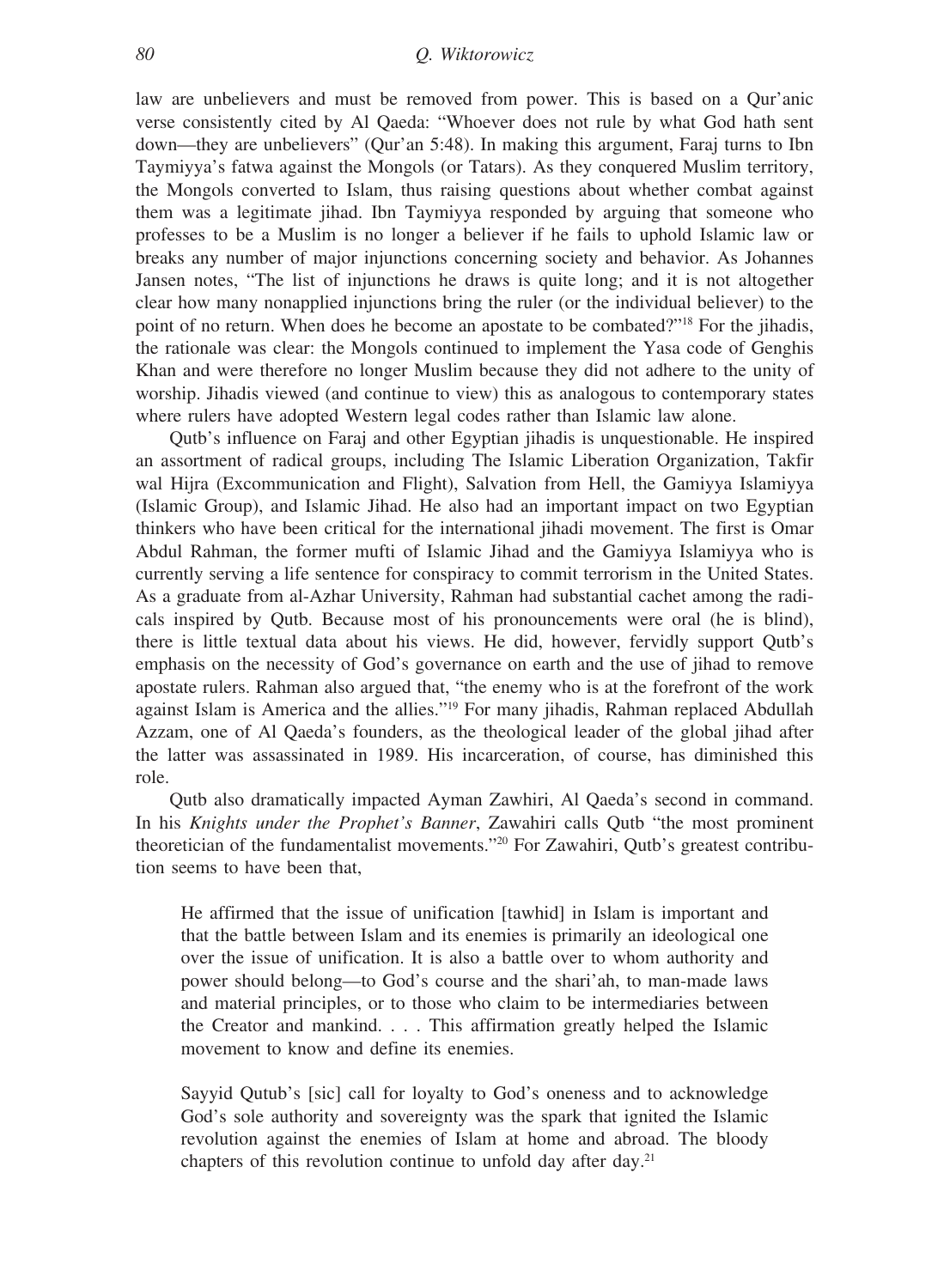law are unbelievers and must be removed from power. This is based on a Qur'anic verse consistently cited by Al Qaeda: "Whoever does not rule by what God hath sent down—they are unbelievers" (Qur'an 5:48). In making this argument, Faraj turns to Ibn Taymiyya's fatwa against the Mongols (or Tatars). As they conquered Muslim territory, the Mongols converted to Islam, thus raising questions about whether combat against them was a legitimate jihad. Ibn Taymiyya responded by arguing that someone who professes to be a Muslim is no longer a believer if he fails to uphold Islamic law or breaks any number of major injunctions concerning society and behavior. As Johannes Jansen notes, "The list of injunctions he draws is quite long; and it is not altogether clear how many nonapplied injunctions bring the ruler (or the individual believer) to the point of no return. When does he become an apostate to be combated?"[18] For the jihadis, the rationale was clear: the Mongols continued to implement the Yasa code of Genghis Khan and were therefore no longer Muslim because they did not adhere to the unity of worship. Jihadis viewed (and continue to view) this as analogous to contemporary states where rulers have adopted Western legal codes rather than Islamic law alone.

Qutb's influence on Faraj and other Egyptian jihadis is unquestionable. He inspired an assortment of radical groups, including The Islamic Liberation Organization, Takfir wal Hijra (Excommunication and Flight), Salvation from Hell, the Gamiyya Islamiyya (Islamic Group), and Islamic Jihad. He also had an important impact on two Egyptian thinkers who have been critical for the international jihadi movement. The first is Omar Abdul Rahman, the former mufti of Islamic Jihad and the Gamiyya Islamiyya who is currently serving a life sentence for conspiracy to commit terrorism in the United States. As a graduate from al-Azhar University, Rahman had substantial cachet among the radicals inspired by Qutb. Because most of his pronouncements were oral (he is blind), there is little textual data about his views. He did, however, fervidly support Qutb's emphasis on the necessity of God's governance on earth and the use of jihad to remove apostate rulers. Rahman also argued that, "the enemy who is at the forefront of the work against Islam is America and the allies."[19] For many jihadis, Rahman replaced Abdullah Azzam, one of Al Qaeda's founders, as the theological leader of the global jihad after the latter was assassinated in 1989. His incarceration, of course, has diminished this role.

Qutb also dramatically impacted Ayman Zawhiri, Al Qaeda's second in command. In his *Knights under the Prophet's Banner*, Zawahiri calls Qutb "the most prominent theoretician of the fundamentalist movements."[20] For Zawahiri, Qutb's greatest contribution seems to have been that,

> He affirmed that the issue of unification [tawhid] in Islam is important and that the battle between Islam and its enemies is primarily an ideological one over the issue of unification. It is also a battle over to whom authority and power should belong—to God's course and the shari'ah, to man-made laws and material principles, or to those who claim to be intermediaries between the Creator and mankind. . . . This affirmation greatly helped the Islamic movement to know and define its enemies.
>
> Sayyid Qutub's [sic] call for loyalty to God's oneness and to acknowledge God's sole authority and sovereignty was the spark that ignited the Islamic revolution against the enemies of Islam at home and abroad. The bloody chapters of this revolution continue to unfold day after day.[21]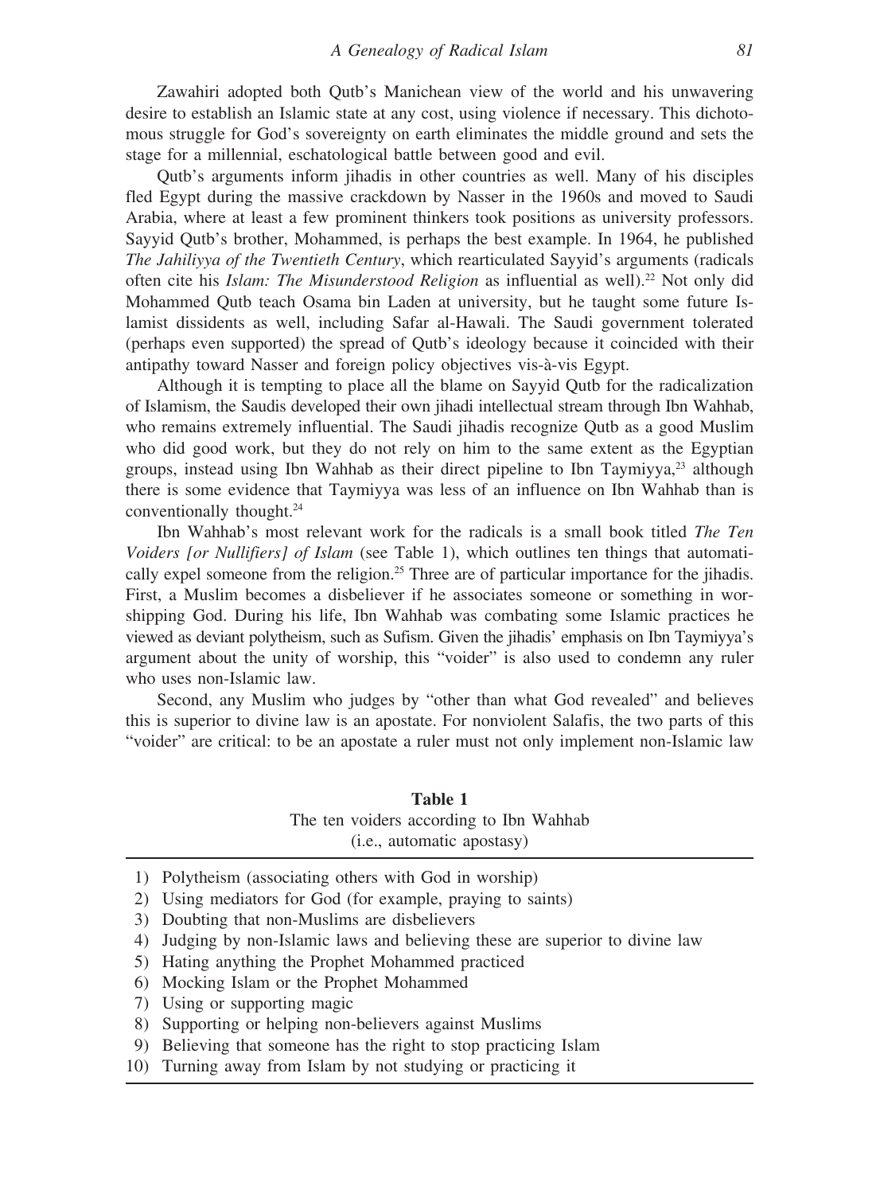Zawahiri adopted both Qutb's Manichean view of the world and his unwavering desire to establish an Islamic state at any cost, using violence if necessary. This dichotomous struggle for God's sovereignty on earth eliminates the middle ground and sets the stage for a millennial, eschatological battle between good and evil.

Qutb's arguments inform jihadis in other countries as well. Many of his disciples fled Egypt during the massive crackdown by Nasser in the 1960s and moved to Saudi Arabia, where at least a few prominent thinkers took positions as university professors. Sayyid Qutb's brother, Mohammed, is perhaps the best example. In 1964, he published *The Jahiliyya of the Twentieth Century*, which rearticulated Sayyid's arguments (radicals often cite his *Islam: The Misunderstood Religion* as influential as well).[22] Not only did Mohammed Qutb teach Osama bin Laden at university, but he taught some future Islamist dissidents as well, including Safar al-Hawali. The Saudi government tolerated (perhaps even supported) the spread of Qutb's ideology because it coincided with their antipathy toward Nasser and foreign policy objectives vis-à-vis Egypt.

Although it is tempting to place all the blame on Sayyid Qutb for the radicalization of Islamism, the Saudis developed their own jihadi intellectual stream through Ibn Wahhab, who remains extremely influential. The Saudi jihadis recognize Qutb as a good Muslim who did good work, but they do not rely on him to the same extent as the Egyptian groups, instead using Ibn Wahhab as their direct pipeline to Ibn Taymiyya,[23] although there is some evidence that Taymiyya was less of an influence on Ibn Wahhab than is conventionally thought.[24]

Ibn Wahhab's most relevant work for the radicals is a small book titled *The Ten Voiders [or Nullifiers] of Islam* (see Table 1), which outlines ten things that automatically expel someone from the religion.[25] Three are of particular importance for the jihadis. First, a Muslim becomes a disbeliever if he associates someone or something in worshipping God. During his life, Ibn Wahhab was combating some Islamic practices he viewed as deviant polytheism, such as Sufism. Given the jihadis' emphasis on Ibn Taymiyya's argument about the unity of worship, this "voider" is also used to condemn any ruler who uses non-Islamic law.

Second, any Muslim who judges by "other than what God revealed" and believes this is superior to divine law is an apostate. For nonviolent Salafis, the two parts of this "voider" are critical: to be an apostate a ruler must not only implement non-Islamic law

**Table 1**
The ten voiders according to Ibn Wahhab
(i.e., automatic apostasy)

| | |
|---|---|
| 1) | Polytheism (associating others with God in worship) |
| 2) | Using mediators for God (for example, praying to saints) |
| 3) | Doubting that non-Muslims are disbelievers |
| 4) | Judging by non-Islamic laws and believing these are superior to divine law |
| 5) | Hating anything the Prophet Mohammed practiced |
| 6) | Mocking Islam or the Prophet Mohammed |
| 7) | Using or supporting magic |
| 8) | Supporting or helping non-believers against Muslims |
| 9) | Believing that someone has the right to stop practicing Islam |
| 10) | Turning away from Islam by not studying or practicing it |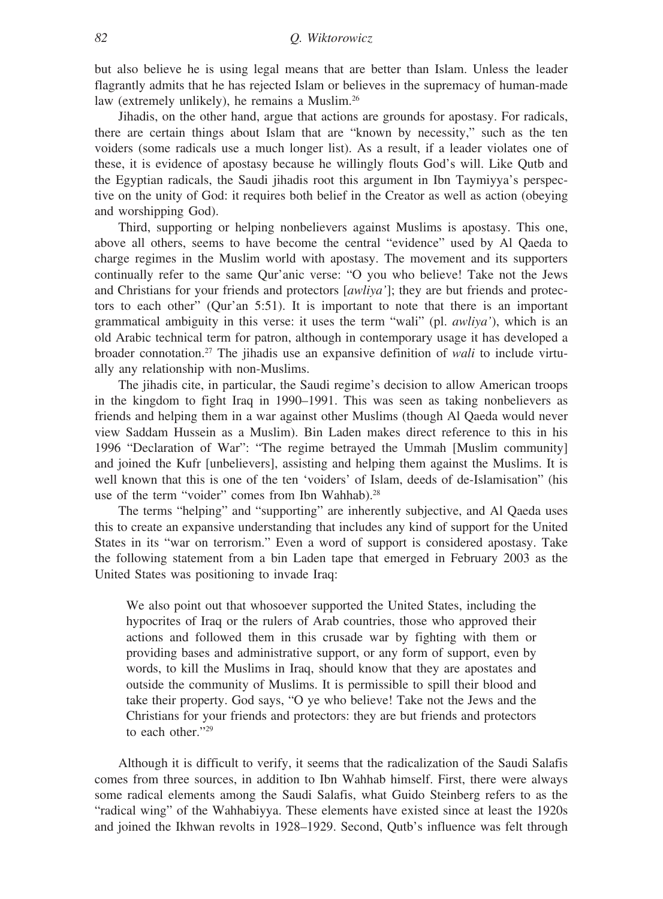but also believe he is using legal means that are better than Islam. Unless the leader flagrantly admits that he has rejected Islam or believes in the supremacy of human-made law (extremely unlikely), he remains a Muslim.[26]

Jihadis, on the other hand, argue that actions are grounds for apostasy. For radicals, there are certain things about Islam that are "known by necessity," such as the ten voiders (some radicals use a much longer list). As a result, if a leader violates one of these, it is evidence of apostasy because he willingly flouts God's will. Like Qutb and the Egyptian radicals, the Saudi jihadis root this argument in Ibn Taymiyya's perspective on the unity of God: it requires both belief in the Creator as well as action (obeying and worshipping God).

Third, supporting or helping nonbelievers against Muslims is apostasy. This one, above all others, seems to have become the central "evidence" used by Al Qaeda to charge regimes in the Muslim world with apostasy. The movement and its supporters continually refer to the same Qur'anic verse: "O you who believe! Take not the Jews and Christians for your friends and protectors [*awliya'*]; they are but friends and protectors to each other" (Qur'an 5:51). It is important to note that there is an important grammatical ambiguity in this verse: it uses the term "wali" (pl. *awliya'*), which is an old Arabic technical term for patron, although in contemporary usage it has developed a broader connotation.[27] The jihadis use an expansive definition of *wali* to include virtually any relationship with non-Muslims.

The jihadis cite, in particular, the Saudi regime's decision to allow American troops in the kingdom to fight Iraq in 1990–1991. This was seen as taking nonbelievers as friends and helping them in a war against other Muslims (though Al Qaeda would never view Saddam Hussein as a Muslim). Bin Laden makes direct reference to this in his 1996 "Declaration of War": "The regime betrayed the Ummah [Muslim community] and joined the Kufr [unbelievers], assisting and helping them against the Muslims. It is well known that this is one of the ten 'voiders' of Islam, deeds of de-Islamisation" (his use of the term "voider" comes from Ibn Wahhab).[28]

The terms "helping" and "supporting" are inherently subjective, and Al Qaeda uses this to create an expansive understanding that includes any kind of support for the United States in its "war on terrorism." Even a word of support is considered apostasy. Take the following statement from a bin Laden tape that emerged in February 2003 as the United States was positioning to invade Iraq:

> We also point out that whosoever supported the United States, including the hypocrites of Iraq or the rulers of Arab countries, those who approved their actions and followed them in this crusade war by fighting with them or providing bases and administrative support, or any form of support, even by words, to kill the Muslims in Iraq, should know that they are apostates and outside the community of Muslims. It is permissible to spill their blood and take their property. God says, "O ye who believe! Take not the Jews and the Christians for your friends and protectors: they are but friends and protectors to each other."[29]

Although it is difficult to verify, it seems that the radicalization of the Saudi Salafis comes from three sources, in addition to Ibn Wahhab himself. First, there were always some radical elements among the Saudi Salafis, what Guido Steinberg refers to as the "radical wing" of the Wahhabiyya. These elements have existed since at least the 1920s and joined the Ikhwan revolts in 1928–1929. Second, Qutb's influence was felt through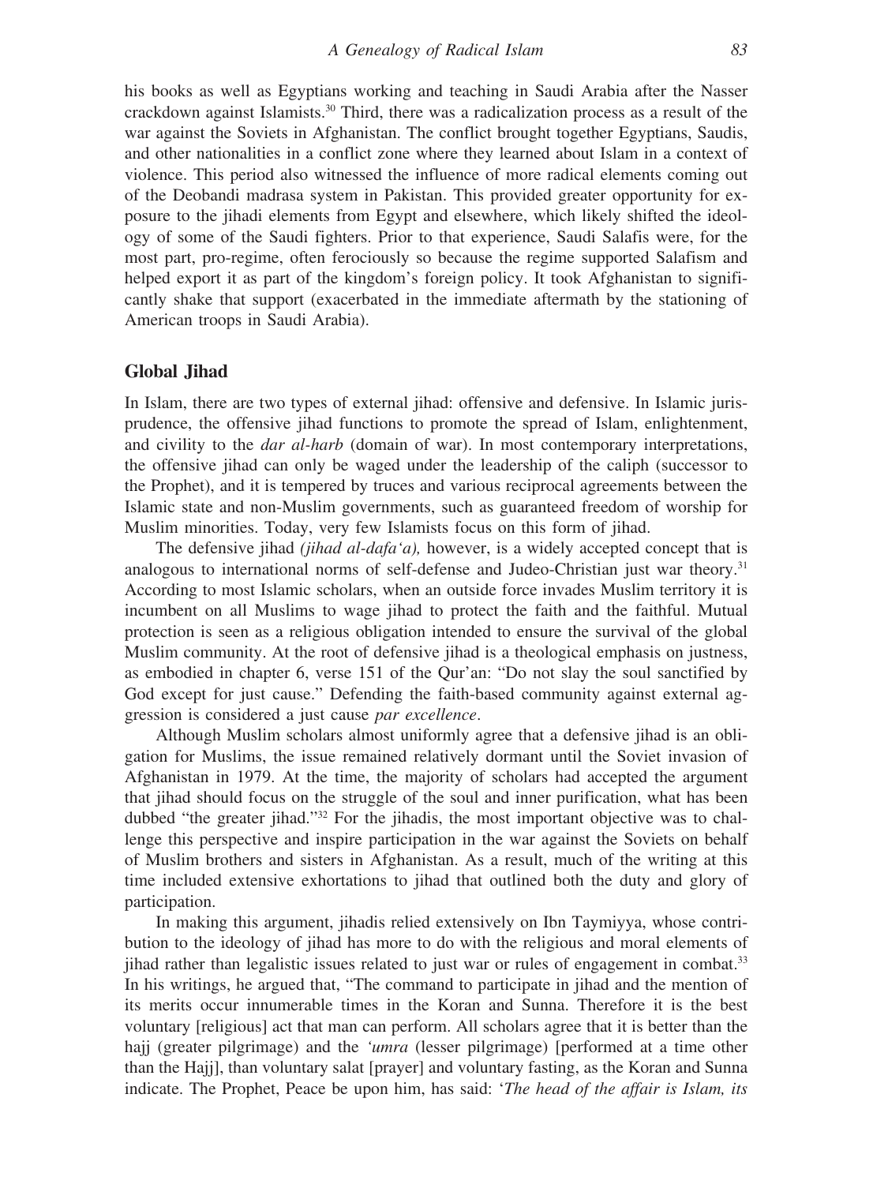his books as well as Egyptians working and teaching in Saudi Arabia after the Nasser crackdown against Islamists.[30] Third, there was a radicalization process as a result of the war against the Soviets in Afghanistan. The conflict brought together Egyptians, Saudis, and other nationalities in a conflict zone where they learned about Islam in a context of violence. This period also witnessed the influence of more radical elements coming out of the Deobandi madrasa system in Pakistan. This provided greater opportunity for exposure to the jihadi elements from Egypt and elsewhere, which likely shifted the ideology of some of the Saudi fighters. Prior to that experience, Saudi Salafis were, for the most part, pro-regime, often ferociously so because the regime supported Salafism and helped export it as part of the kingdom's foreign policy. It took Afghanistan to significantly shake that support (exacerbated in the immediate aftermath by the stationing of American troops in Saudi Arabia).

## Global Jihad

In Islam, there are two types of external jihad: offensive and defensive. In Islamic jurisprudence, the offensive jihad functions to promote the spread of Islam, enlightenment, and civility to the *dar al-harb* (domain of war). In most contemporary interpretations, the offensive jihad can only be waged under the leadership of the caliph (successor to the Prophet), and it is tempered by truces and various reciprocal agreements between the Islamic state and non-Muslim governments, such as guaranteed freedom of worship for Muslim minorities. Today, very few Islamists focus on this form of jihad.

The defensive jihad *(jihad al-dafa'a),* however, is a widely accepted concept that is analogous to international norms of self-defense and Judeo-Christian just war theory.[31] According to most Islamic scholars, when an outside force invades Muslim territory it is incumbent on all Muslims to wage jihad to protect the faith and the faithful. Mutual protection is seen as a religious obligation intended to ensure the survival of the global Muslim community. At the root of defensive jihad is a theological emphasis on justness, as embodied in chapter 6, verse 151 of the Qur'an: "Do not slay the soul sanctified by God except for just cause." Defending the faith-based community against external aggression is considered a just cause *par excellence*.

Although Muslim scholars almost uniformly agree that a defensive jihad is an obligation for Muslims, the issue remained relatively dormant until the Soviet invasion of Afghanistan in 1979. At the time, the majority of scholars had accepted the argument that jihad should focus on the struggle of the soul and inner purification, what has been dubbed "the greater jihad."[32] For the jihadis, the most important objective was to challenge this perspective and inspire participation in the war against the Soviets on behalf of Muslim brothers and sisters in Afghanistan. As a result, much of the writing at this time included extensive exhortations to jihad that outlined both the duty and glory of participation.

In making this argument, jihadis relied extensively on Ibn Taymiyya, whose contribution to the ideology of jihad has more to do with the religious and moral elements of jihad rather than legalistic issues related to just war or rules of engagement in combat.[33] In his writings, he argued that, "The command to participate in jihad and the mention of its merits occur innumerable times in the Koran and Sunna. Therefore it is the best voluntary [religious] act that man can perform. All scholars agree that it is better than the hajj (greater pilgrimage) and the *'umra* (lesser pilgrimage) [performed at a time other than the Hajj], than voluntary salat [prayer] and voluntary fasting, as the Koran and Sunna indicate. The Prophet, Peace be upon him, has said: '*The head of the affair is Islam, its*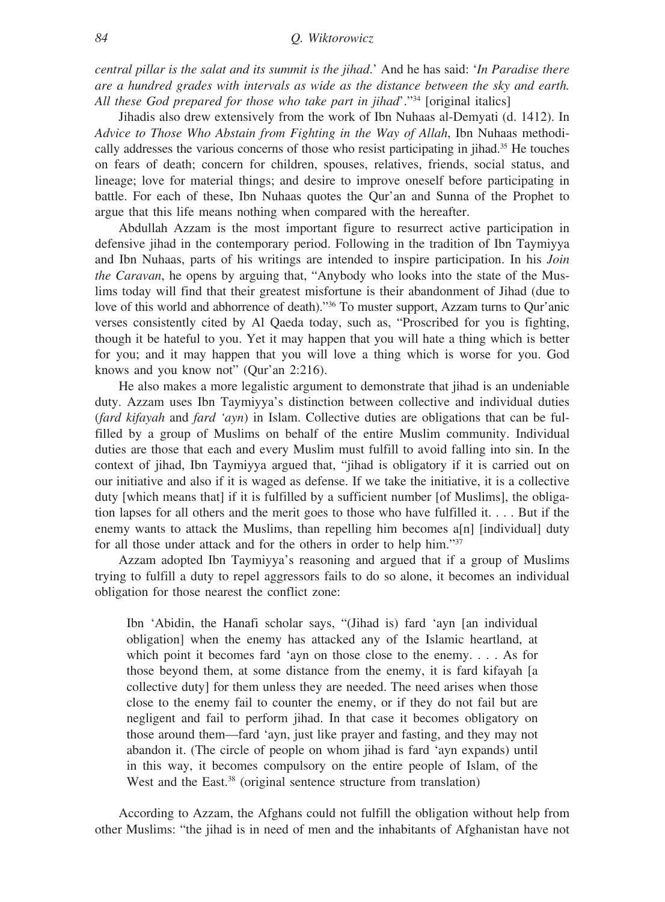*central pillar is the salat and its summit is the jihad*.' And he has said: '*In Paradise there are a hundred grades with intervals as wide as the distance between the sky and earth. All these God prepared for those who take part in jihad*'."[34] [original italics]

Jihadis also drew extensively from the work of Ibn Nuhaas al-Demyati (d. 1412). In *Advice to Those Who Abstain from Fighting in the Way of Allah*, Ibn Nuhaas methodically addresses the various concerns of those who resist participating in jihad.[35] He touches on fears of death; concern for children, spouses, relatives, friends, social status, and lineage; love for material things; and desire to improve oneself before participating in battle. For each of these, Ibn Nuhaas quotes the Qur'an and Sunna of the Prophet to argue that this life means nothing when compared with the hereafter.

Abdullah Azzam is the most important figure to resurrect active participation in defensive jihad in the contemporary period. Following in the tradition of Ibn Taymiyya and Ibn Nuhaas, parts of his writings are intended to inspire participation. In his *Join the Caravan*, he opens by arguing that, "Anybody who looks into the state of the Muslims today will find that their greatest misfortune is their abandonment of Jihad (due to love of this world and abhorrence of death)."[36] To muster support, Azzam turns to Qur'anic verses consistently cited by Al Qaeda today, such as, "Proscribed for you is fighting, though it be hateful to you. Yet it may happen that you will hate a thing which is better for you; and it may happen that you will love a thing which is worse for you. God knows and you know not" (Qur'an 2:216).

He also makes a more legalistic argument to demonstrate that jihad is an undeniable duty. Azzam uses Ibn Taymiyya's distinction between collective and individual duties (*fard kifayah* and *fard 'ayn*) in Islam. Collective duties are obligations that can be fulfilled by a group of Muslims on behalf of the entire Muslim community. Individual duties are those that each and every Muslim must fulfill to avoid falling into sin. In the context of jihad, Ibn Taymiyya argued that, "jihad is obligatory if it is carried out on our initiative and also if it is waged as defense. If we take the initiative, it is a collective duty [which means that] if it is fulfilled by a sufficient number [of Muslims], the obligation lapses for all others and the merit goes to those who have fulfilled it. . . . But if the enemy wants to attack the Muslims, than repelling him becomes a[n] [individual] duty for all those under attack and for the others in order to help him."[37]

Azzam adopted Ibn Taymiyya's reasoning and argued that if a group of Muslims trying to fulfill a duty to repel aggressors fails to do so alone, it becomes an individual obligation for those nearest the conflict zone:

> Ibn 'Abidin, the Hanafi scholar says, "(Jihad is) fard 'ayn [an individual obligation] when the enemy has attacked any of the Islamic heartland, at which point it becomes fard 'ayn on those close to the enemy. . . . As for those beyond them, at some distance from the enemy, it is fard kifayah [a collective duty] for them unless they are needed. The need arises when those close to the enemy fail to counter the enemy, or if they do not fail but are negligent and fail to perform jihad. In that case it becomes obligatory on those around them—fard 'ayn, just like prayer and fasting, and they may not abandon it. (The circle of people on whom jihad is fard 'ayn expands) until in this way, it becomes compulsory on the entire people of Islam, of the West and the East.[38] (original sentence structure from translation)

According to Azzam, the Afghans could not fulfill the obligation without help from other Muslims: "the jihad is in need of men and the inhabitants of Afghanistan have not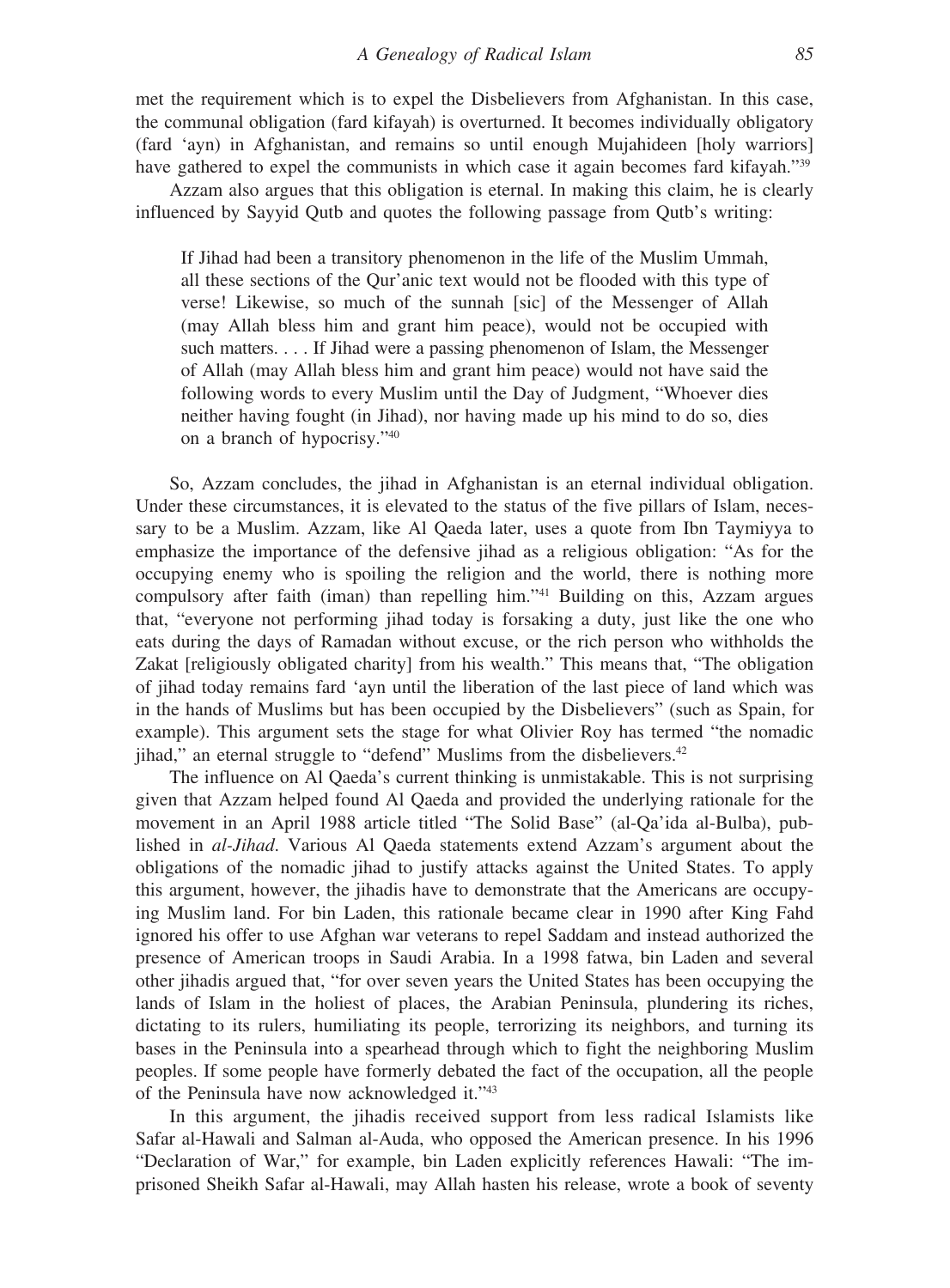met the requirement which is to expel the Disbelievers from Afghanistan. In this case, the communal obligation (fard kifayah) is overturned. It becomes individually obligatory (fard 'ayn) in Afghanistan, and remains so until enough Mujahideen [holy warriors] have gathered to expel the communists in which case it again becomes fard kifayah."[39]

Azzam also argues that this obligation is eternal. In making this claim, he is clearly influenced by Sayyid Qutb and quotes the following passage from Qutb's writing:

> If Jihad had been a transitory phenomenon in the life of the Muslim Ummah, all these sections of the Qur'anic text would not be flooded with this type of verse! Likewise, so much of the sunnah [sic] of the Messenger of Allah (may Allah bless him and grant him peace), would not be occupied with such matters. . . . If Jihad were a passing phenomenon of Islam, the Messenger of Allah (may Allah bless him and grant him peace) would not have said the following words to every Muslim until the Day of Judgment, "Whoever dies neither having fought (in Jihad), nor having made up his mind to do so, dies on a branch of hypocrisy."[40]

So, Azzam concludes, the jihad in Afghanistan is an eternal individual obligation. Under these circumstances, it is elevated to the status of the five pillars of Islam, necessary to be a Muslim. Azzam, like Al Qaeda later, uses a quote from Ibn Taymiyya to emphasize the importance of the defensive jihad as a religious obligation: "As for the occupying enemy who is spoiling the religion and the world, there is nothing more compulsory after faith (iman) than repelling him."[41] Building on this, Azzam argues that, "everyone not performing jihad today is forsaking a duty, just like the one who eats during the days of Ramadan without excuse, or the rich person who withholds the Zakat [religiously obligated charity] from his wealth." This means that, "The obligation of jihad today remains fard 'ayn until the liberation of the last piece of land which was in the hands of Muslims but has been occupied by the Disbelievers" (such as Spain, for example). This argument sets the stage for what Olivier Roy has termed "the nomadic jihad," an eternal struggle to "defend" Muslims from the disbelievers.[42]

The influence on Al Qaeda's current thinking is unmistakable. This is not surprising given that Azzam helped found Al Qaeda and provided the underlying rationale for the movement in an April 1988 article titled "The Solid Base" (al-Qa'ida al-Bulba), published in *al-Jihad*. Various Al Qaeda statements extend Azzam's argument about the obligations of the nomadic jihad to justify attacks against the United States. To apply this argument, however, the jihadis have to demonstrate that the Americans are occupying Muslim land. For bin Laden, this rationale became clear in 1990 after King Fahd ignored his offer to use Afghan war veterans to repel Saddam and instead authorized the presence of American troops in Saudi Arabia. In a 1998 fatwa, bin Laden and several other jihadis argued that, "for over seven years the United States has been occupying the lands of Islam in the holiest of places, the Arabian Peninsula, plundering its riches, dictating to its rulers, humiliating its people, terrorizing its neighbors, and turning its bases in the Peninsula into a spearhead through which to fight the neighboring Muslim peoples. If some people have formerly debated the fact of the occupation, all the people of the Peninsula have now acknowledged it."[43]

In this argument, the jihadis received support from less radical Islamists like Safar al-Hawali and Salman al-Auda, who opposed the American presence. In his 1996 "Declaration of War," for example, bin Laden explicitly references Hawali: "The imprisoned Sheikh Safar al-Hawali, may Allah hasten his release, wrote a book of seventy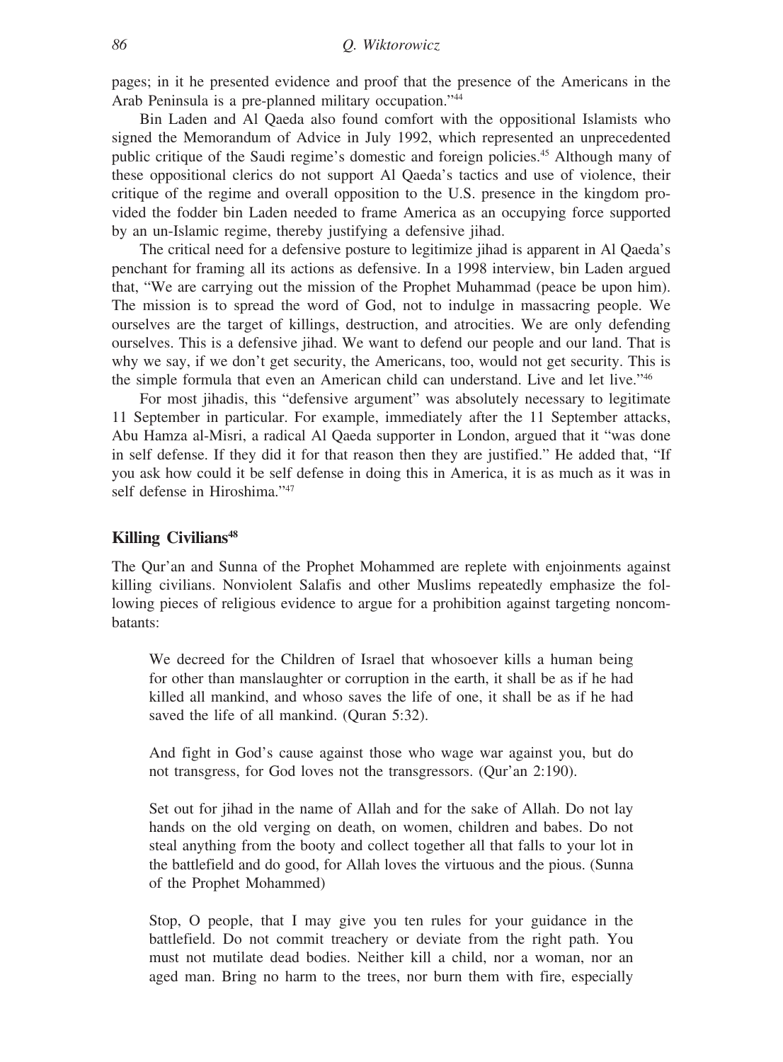pages; in it he presented evidence and proof that the presence of the Americans in the Arab Peninsula is a pre-planned military occupation."[44]

Bin Laden and Al Qaeda also found comfort with the oppositional Islamists who signed the Memorandum of Advice in July 1992, which represented an unprecedented public critique of the Saudi regime's domestic and foreign policies.[45] Although many of these oppositional clerics do not support Al Qaeda's tactics and use of violence, their critique of the regime and overall opposition to the U.S. presence in the kingdom provided the fodder bin Laden needed to frame America as an occupying force supported by an un-Islamic regime, thereby justifying a defensive jihad.

The critical need for a defensive posture to legitimize jihad is apparent in Al Qaeda's penchant for framing all its actions as defensive. In a 1998 interview, bin Laden argued that, "We are carrying out the mission of the Prophet Muhammad (peace be upon him). The mission is to spread the word of God, not to indulge in massacring people. We ourselves are the target of killings, destruction, and atrocities. We are only defending ourselves. This is a defensive jihad. We want to defend our people and our land. That is why we say, if we don't get security, the Americans, too, would not get security. This is the simple formula that even an American child can understand. Live and let live."[46]

For most jihadis, this "defensive argument" was absolutely necessary to legitimate 11 September in particular. For example, immediately after the 11 September attacks, Abu Hamza al-Misri, a radical Al Qaeda supporter in London, argued that it "was done in self defense. If they did it for that reason then they are justified." He added that, "If you ask how could it be self defense in doing this in America, it is as much as it was in self defense in Hiroshima."[47]

## Killing Civilians[48]

The Qur'an and Sunna of the Prophet Mohammed are replete with enjoinments against killing civilians. Nonviolent Salafis and other Muslims repeatedly emphasize the following pieces of religious evidence to argue for a prohibition against targeting noncombatants:

> We decreed for the Children of Israel that whosoever kills a human being for other than manslaughter or corruption in the earth, it shall be as if he had killed all mankind, and whoso saves the life of one, it shall be as if he had saved the life of all mankind. (Quran 5:32).

> And fight in God's cause against those who wage war against you, but do not transgress, for God loves not the transgressors. (Qur'an 2:190).

> Set out for jihad in the name of Allah and for the sake of Allah. Do not lay hands on the old verging on death, on women, children and babes. Do not steal anything from the booty and collect together all that falls to your lot in the battlefield and do good, for Allah loves the virtuous and the pious. (Sunna of the Prophet Mohammed)

> Stop, O people, that I may give you ten rules for your guidance in the battlefield. Do not commit treachery or deviate from the right path. You must not mutilate dead bodies. Neither kill a child, nor a woman, nor an aged man. Bring no harm to the trees, nor burn them with fire, especially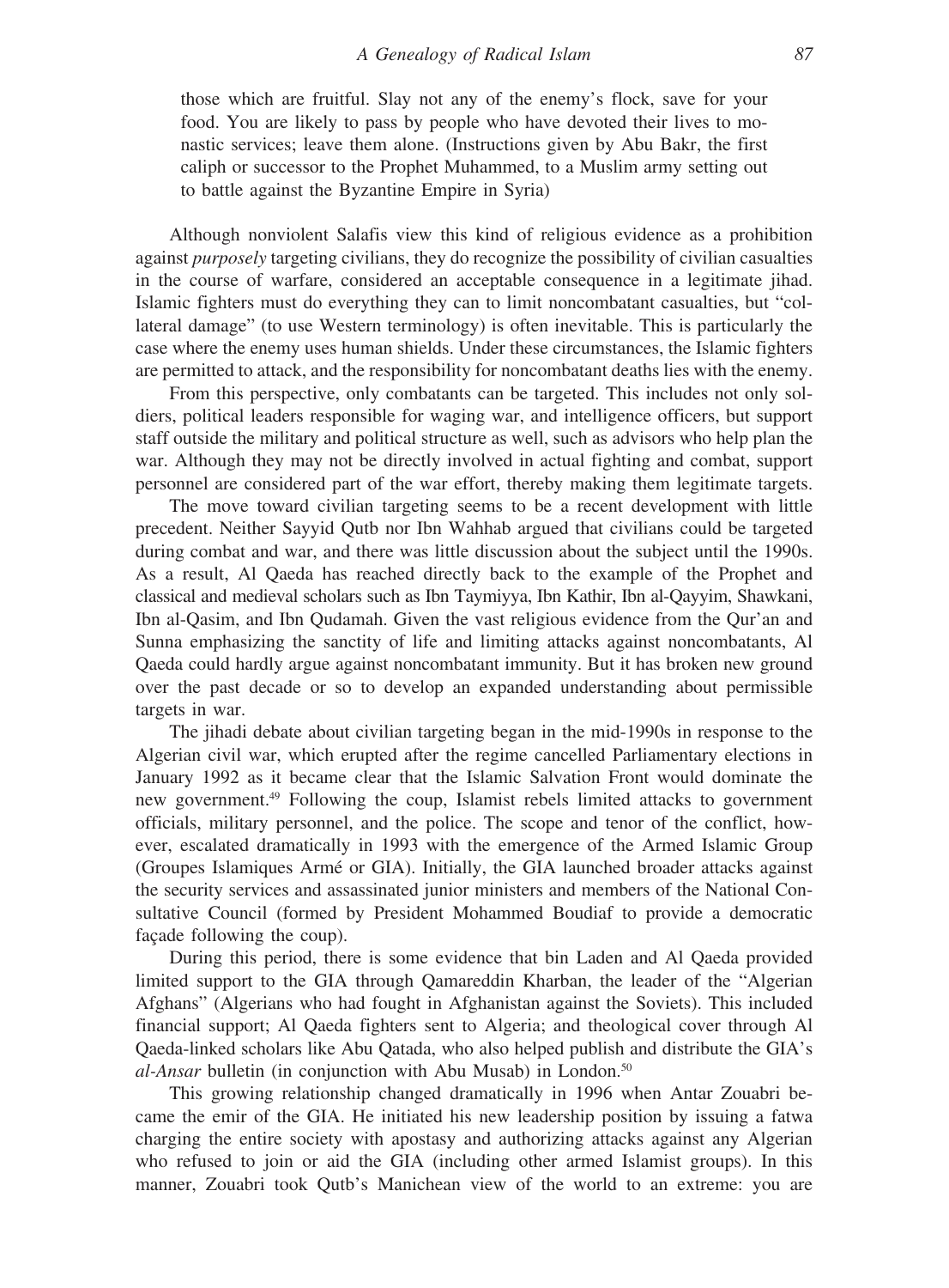> those which are fruitful. Slay not any of the enemy's flock, save for your food. You are likely to pass by people who have devoted their lives to monastic services; leave them alone. (Instructions given by Abu Bakr, the first caliph or successor to the Prophet Muhammed, to a Muslim army setting out to battle against the Byzantine Empire in Syria)

Although nonviolent Salafis view this kind of religious evidence as a prohibition against *purposely* targeting civilians, they do recognize the possibility of civilian casualties in the course of warfare, considered an acceptable consequence in a legitimate jihad. Islamic fighters must do everything they can to limit noncombatant casualties, but "collateral damage" (to use Western terminology) is often inevitable. This is particularly the case where the enemy uses human shields. Under these circumstances, the Islamic fighters are permitted to attack, and the responsibility for noncombatant deaths lies with the enemy.

From this perspective, only combatants can be targeted. This includes not only soldiers, political leaders responsible for waging war, and intelligence officers, but support staff outside the military and political structure as well, such as advisors who help plan the war. Although they may not be directly involved in actual fighting and combat, support personnel are considered part of the war effort, thereby making them legitimate targets.

The move toward civilian targeting seems to be a recent development with little precedent. Neither Sayyid Qutb nor Ibn Wahhab argued that civilians could be targeted during combat and war, and there was little discussion about the subject until the 1990s. As a result, Al Qaeda has reached directly back to the example of the Prophet and classical and medieval scholars such as Ibn Taymiyya, Ibn Kathir, Ibn al-Qayyim, Shawkani, Ibn al-Qasim, and Ibn Qudamah. Given the vast religious evidence from the Qur'an and Sunna emphasizing the sanctity of life and limiting attacks against noncombatants, Al Qaeda could hardly argue against noncombatant immunity. But it has broken new ground over the past decade or so to develop an expanded understanding about permissible targets in war.

The jihadi debate about civilian targeting began in the mid-1990s in response to the Algerian civil war, which erupted after the regime cancelled Parliamentary elections in January 1992 as it became clear that the Islamic Salvation Front would dominate the new government.[49] Following the coup, Islamist rebels limited attacks to government officials, military personnel, and the police. The scope and tenor of the conflict, however, escalated dramatically in 1993 with the emergence of the Armed Islamic Group (Groupes Islamiques Armé or GIA). Initially, the GIA launched broader attacks against the security services and assassinated junior ministers and members of the National Consultative Council (formed by President Mohammed Boudiaf to provide a democratic façade following the coup).

During this period, there is some evidence that bin Laden and Al Qaeda provided limited support to the GIA through Qamareddin Kharban, the leader of the "Algerian Afghans" (Algerians who had fought in Afghanistan against the Soviets). This included financial support; Al Qaeda fighters sent to Algeria; and theological cover through Al Qaeda-linked scholars like Abu Qatada, who also helped publish and distribute the GIA's *al-Ansar* bulletin (in conjunction with Abu Musab) in London.[50]

This growing relationship changed dramatically in 1996 when Antar Zouabri became the emir of the GIA. He initiated his new leadership position by issuing a fatwa charging the entire society with apostasy and authorizing attacks against any Algerian who refused to join or aid the GIA (including other armed Islamist groups). In this manner, Zouabri took Qutb's Manichean view of the world to an extreme: you are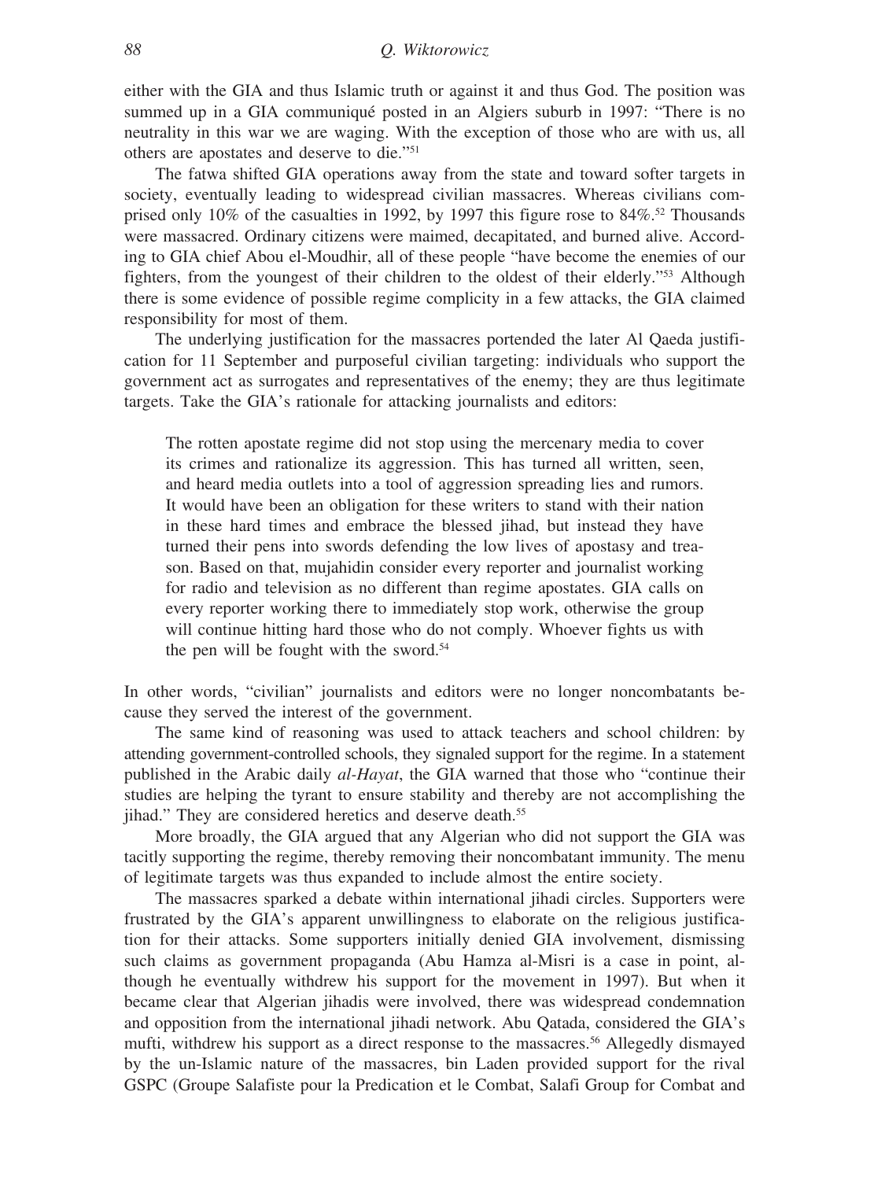either with the GIA and thus Islamic truth or against it and thus God. The position was summed up in a GIA communiqué posted in an Algiers suburb in 1997: "There is no neutrality in this war we are waging. With the exception of those who are with us, all others are apostates and deserve to die."[51]

The fatwa shifted GIA operations away from the state and toward softer targets in society, eventually leading to widespread civilian massacres. Whereas civilians comprised only 10% of the casualties in 1992, by 1997 this figure rose to 84%.[52] Thousands were massacred. Ordinary citizens were maimed, decapitated, and burned alive. According to GIA chief Abou el-Moudhir, all of these people "have become the enemies of our fighters, from the youngest of their children to the oldest of their elderly."[53] Although there is some evidence of possible regime complicity in a few attacks, the GIA claimed responsibility for most of them.

The underlying justification for the massacres portended the later Al Qaeda justification for 11 September and purposeful civilian targeting: individuals who support the government act as surrogates and representatives of the enemy; they are thus legitimate targets. Take the GIA's rationale for attacking journalists and editors:

> The rotten apostate regime did not stop using the mercenary media to cover its crimes and rationalize its aggression. This has turned all written, seen, and heard media outlets into a tool of aggression spreading lies and rumors. It would have been an obligation for these writers to stand with their nation in these hard times and embrace the blessed jihad, but instead they have turned their pens into swords defending the low lives of apostasy and treason. Based on that, mujahidin consider every reporter and journalist working for radio and television as no different than regime apostates. GIA calls on every reporter working there to immediately stop work, otherwise the group will continue hitting hard those who do not comply. Whoever fights us with the pen will be fought with the sword.[54]

In other words, "civilian" journalists and editors were no longer noncombatants because they served the interest of the government.

The same kind of reasoning was used to attack teachers and school children: by attending government-controlled schools, they signaled support for the regime. In a statement published in the Arabic daily *al-Hayat*, the GIA warned that those who "continue their studies are helping the tyrant to ensure stability and thereby are not accomplishing the jihad." They are considered heretics and deserve death.[55]

More broadly, the GIA argued that any Algerian who did not support the GIA was tacitly supporting the regime, thereby removing their noncombatant immunity. The menu of legitimate targets was thus expanded to include almost the entire society.

The massacres sparked a debate within international jihadi circles. Supporters were frustrated by the GIA's apparent unwillingness to elaborate on the religious justification for their attacks. Some supporters initially denied GIA involvement, dismissing such claims as government propaganda (Abu Hamza al-Misri is a case in point, although he eventually withdrew his support for the movement in 1997). But when it became clear that Algerian jihadis were involved, there was widespread condemnation and opposition from the international jihadi network. Abu Qatada, considered the GIA's mufti, withdrew his support as a direct response to the massacres.[56] Allegedly dismayed by the un-Islamic nature of the massacres, bin Laden provided support for the rival GSPC (Groupe Salafiste pour la Predication et le Combat, Salafi Group for Combat and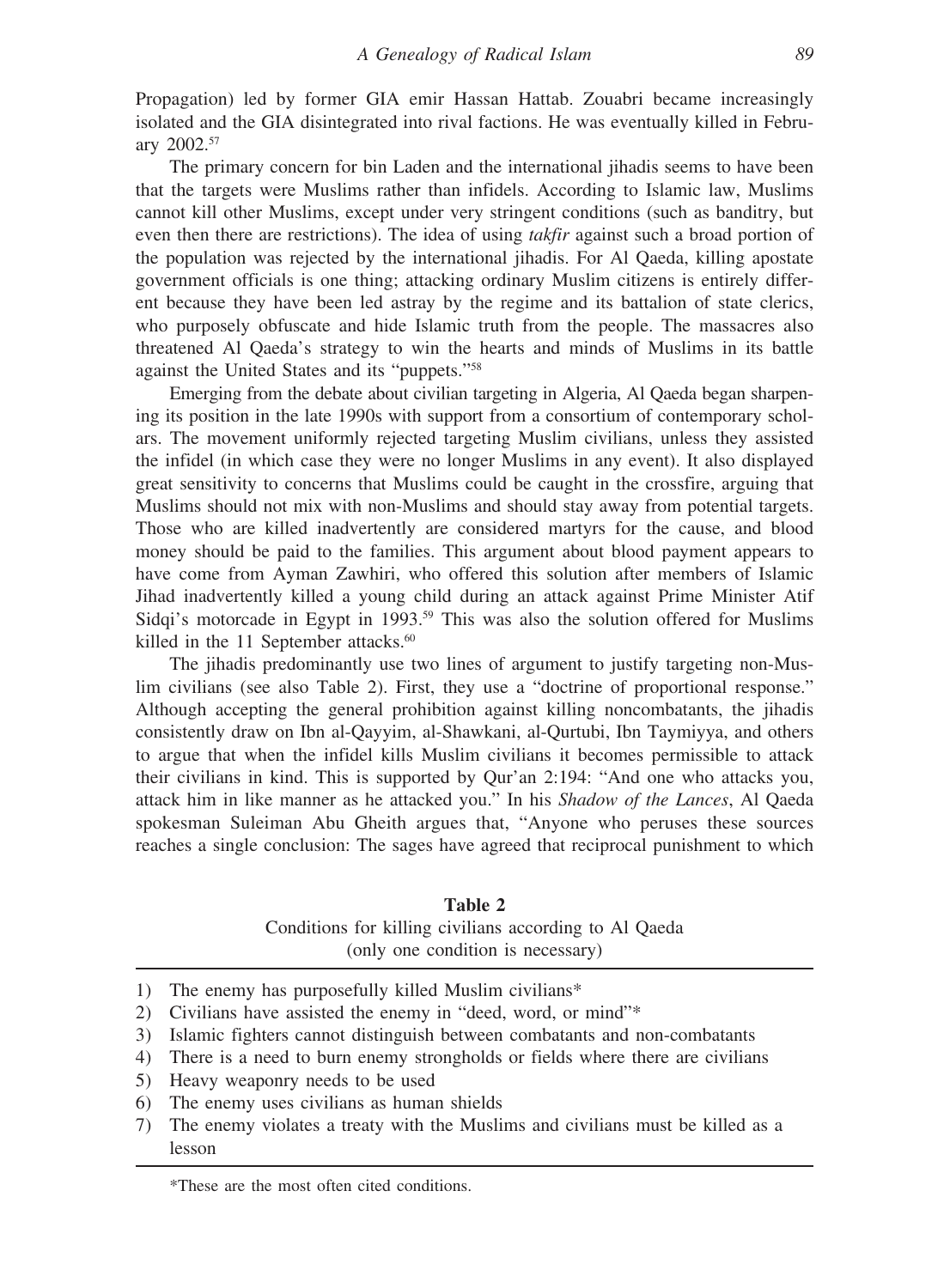Propagation) led by former GIA emir Hassan Hattab. Zouabri became increasingly isolated and the GIA disintegrated into rival factions. He was eventually killed in February 2002.[57]

The primary concern for bin Laden and the international jihadis seems to have been that the targets were Muslims rather than infidels. According to Islamic law, Muslims cannot kill other Muslims, except under very stringent conditions (such as banditry, but even then there are restrictions). The idea of using *takfir* against such a broad portion of the population was rejected by the international jihadis. For Al Qaeda, killing apostate government officials is one thing; attacking ordinary Muslim citizens is entirely different because they have been led astray by the regime and its battalion of state clerics, who purposely obfuscate and hide Islamic truth from the people. The massacres also threatened Al Qaeda's strategy to win the hearts and minds of Muslims in its battle against the United States and its "puppets."[58]

Emerging from the debate about civilian targeting in Algeria, Al Qaeda began sharpening its position in the late 1990s with support from a consortium of contemporary scholars. The movement uniformly rejected targeting Muslim civilians, unless they assisted the infidel (in which case they were no longer Muslims in any event). It also displayed great sensitivity to concerns that Muslims could be caught in the crossfire, arguing that Muslims should not mix with non-Muslims and should stay away from potential targets. Those who are killed inadvertently are considered martyrs for the cause, and blood money should be paid to the families. This argument about blood payment appears to have come from Ayman Zawhiri, who offered this solution after members of Islamic Jihad inadvertently killed a young child during an attack against Prime Minister Atif Sidqi's motorcade in Egypt in 1993.[59] This was also the solution offered for Muslims killed in the 11 September attacks.[60]

The jihadis predominantly use two lines of argument to justify targeting non-Muslim civilians (see also Table 2). First, they use a "doctrine of proportional response." Although accepting the general prohibition against killing noncombatants, the jihadis consistently draw on Ibn al-Qayyim, al-Shawkani, al-Qurtubi, Ibn Taymiyya, and others to argue that when the infidel kills Muslim civilians it becomes permissible to attack their civilians in kind. This is supported by Qur'an 2:194: "And one who attacks you, attack him in like manner as he attacked you." In his *Shadow of the Lances*, Al Qaeda spokesman Suleiman Abu Gheith argues that, "Anyone who peruses these sources reaches a single conclusion: The sages have agreed that reciprocal punishment to which

**Table 2**
Conditions for killing civilians according to Al Qaeda
(only one condition is necessary)

1) The enemy has purposefully killed Muslim civilians*
2) Civilians have assisted the enemy in "deed, word, or mind"*
3) Islamic fighters cannot distinguish between combatants and non-combatants
4) There is a need to burn enemy strongholds or fields where there are civilians
5) Heavy weaponry needs to be used
6) The enemy uses civilians as human shields
7) The enemy violates a treaty with the Muslims and civilians must be killed as a lesson

*These are the most often cited conditions.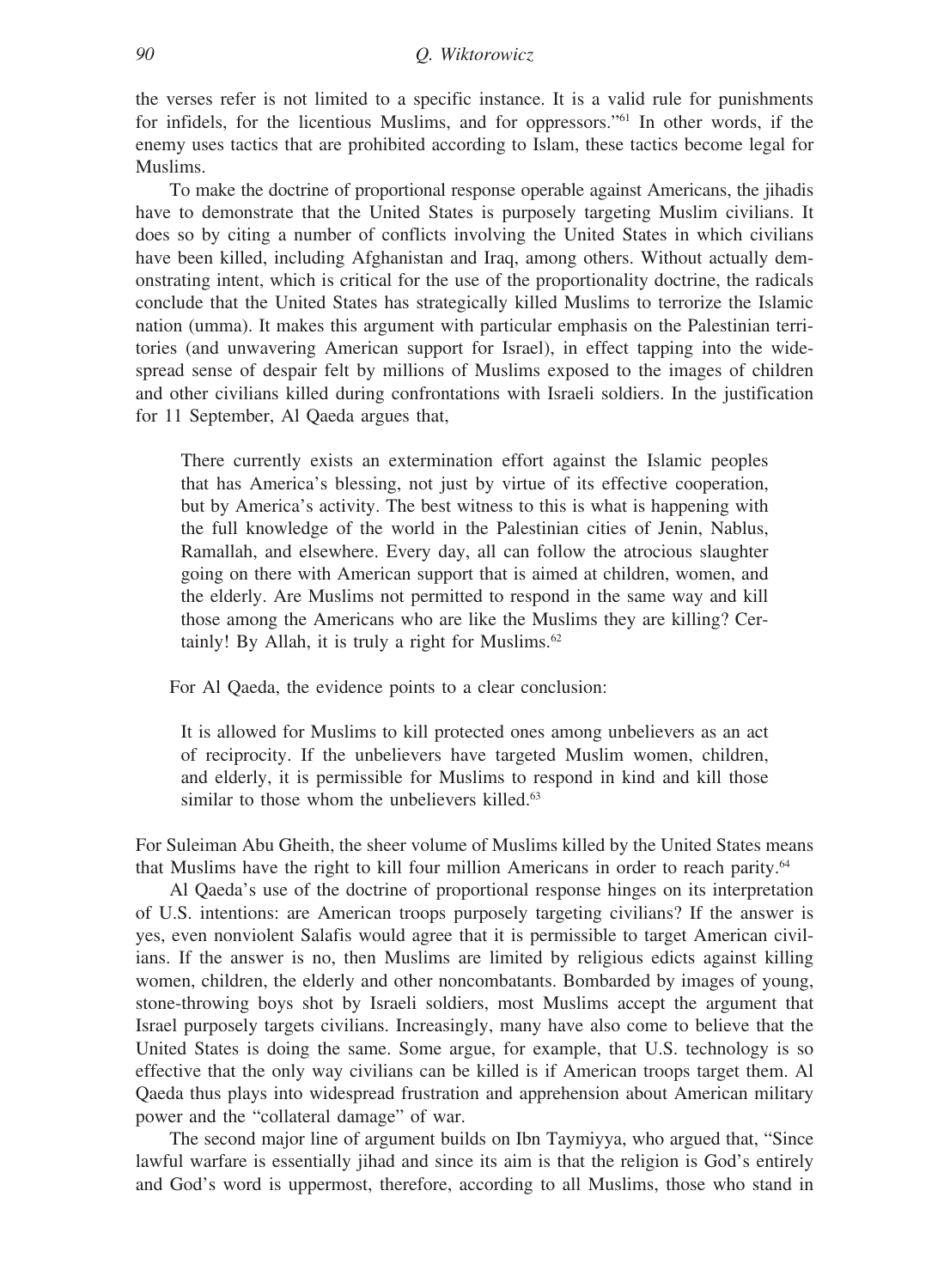the verses refer is not limited to a specific instance. It is a valid rule for punishments for infidels, for the licentious Muslims, and for oppressors."[61] In other words, if the enemy uses tactics that are prohibited according to Islam, these tactics become legal for Muslims.

To make the doctrine of proportional response operable against Americans, the jihadis have to demonstrate that the United States is purposely targeting Muslim civilians. It does so by citing a number of conflicts involving the United States in which civilians have been killed, including Afghanistan and Iraq, among others. Without actually demonstrating intent, which is critical for the use of the proportionality doctrine, the radicals conclude that the United States has strategically killed Muslims to terrorize the Islamic nation (umma). It makes this argument with particular emphasis on the Palestinian territories (and unwavering American support for Israel), in effect tapping into the widespread sense of despair felt by millions of Muslims exposed to the images of children and other civilians killed during confrontations with Israeli soldiers. In the justification for 11 September, Al Qaeda argues that,

> There currently exists an extermination effort against the Islamic peoples that has America's blessing, not just by virtue of its effective cooperation, but by America's activity. The best witness to this is what is happening with the full knowledge of the world in the Palestinian cities of Jenin, Nablus, Ramallah, and elsewhere. Every day, all can follow the atrocious slaughter going on there with American support that is aimed at children, women, and the elderly. Are Muslims not permitted to respond in the same way and kill those among the Americans who are like the Muslims they are killing? Certainly! By Allah, it is truly a right for Muslims.[62]

For Al Qaeda, the evidence points to a clear conclusion:

> It is allowed for Muslims to kill protected ones among unbelievers as an act of reciprocity. If the unbelievers have targeted Muslim women, children, and elderly, it is permissible for Muslims to respond in kind and kill those similar to those whom the unbelievers killed.[63]

For Suleiman Abu Gheith, the sheer volume of Muslims killed by the United States means that Muslims have the right to kill four million Americans in order to reach parity.[64]

Al Qaeda's use of the doctrine of proportional response hinges on its interpretation of U.S. intentions: are American troops purposely targeting civilians? If the answer is yes, even nonviolent Salafis would agree that it is permissible to target American civilians. If the answer is no, then Muslims are limited by religious edicts against killing women, children, the elderly and other noncombatants. Bombarded by images of young, stone-throwing boys shot by Israeli soldiers, most Muslims accept the argument that Israel purposely targets civilians. Increasingly, many have also come to believe that the United States is doing the same. Some argue, for example, that U.S. technology is so effective that the only way civilians can be killed is if American troops target them. Al Qaeda thus plays into widespread frustration and apprehension about American military power and the "collateral damage" of war.

The second major line of argument builds on Ibn Taymiyya, who argued that, "Since lawful warfare is essentially jihad and since its aim is that the religion is God's entirely and God's word is uppermost, therefore, according to all Muslims, those who stand in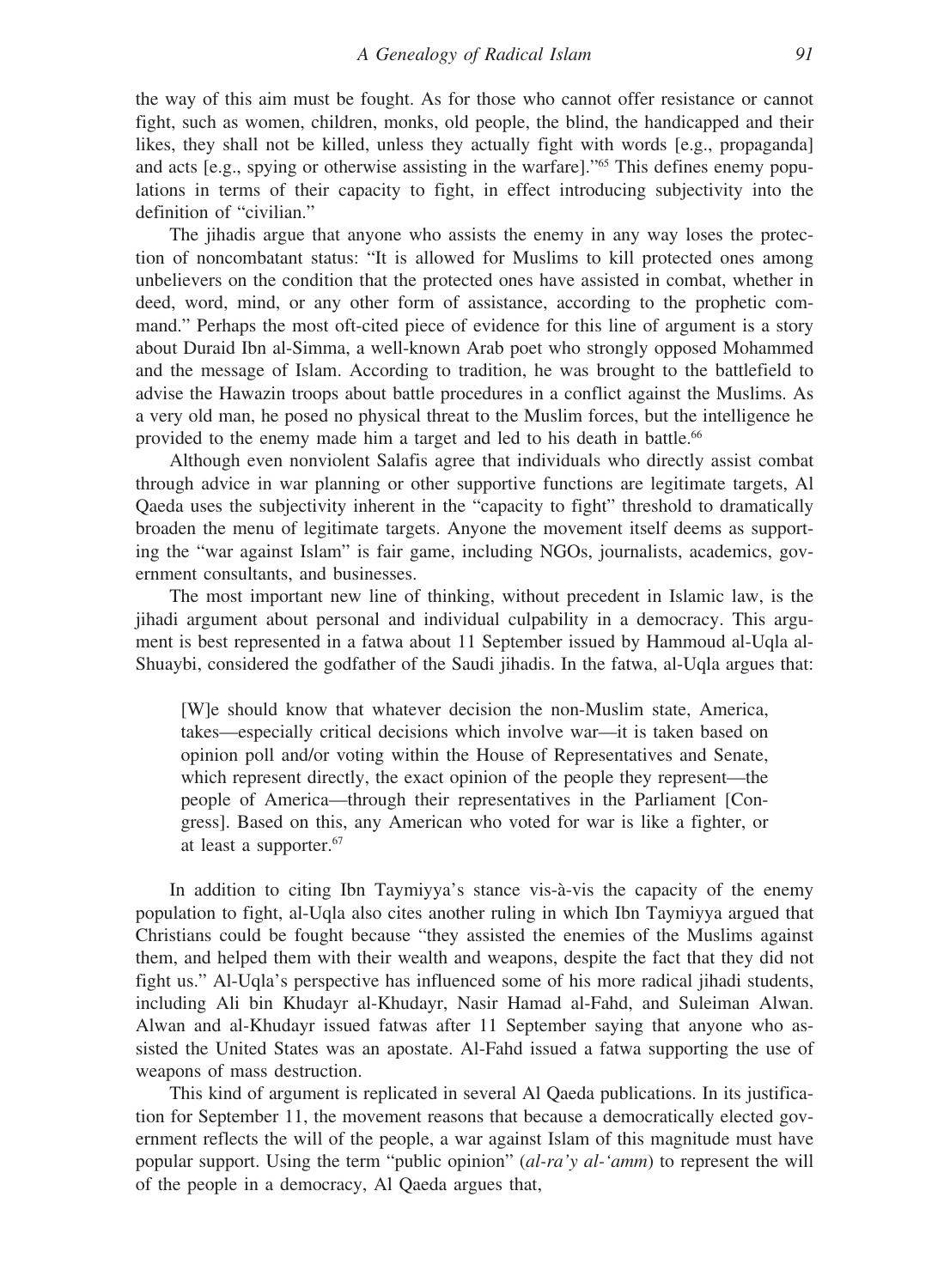the way of this aim must be fought. As for those who cannot offer resistance or cannot fight, such as women, children, monks, old people, the blind, the handicapped and their likes, they shall not be killed, unless they actually fight with words [e.g., propaganda] and acts [e.g., spying or otherwise assisting in the warfare]."[65] This defines enemy populations in terms of their capacity to fight, in effect introducing subjectivity into the definition of "civilian."

The jihadis argue that anyone who assists the enemy in any way loses the protection of noncombatant status: "It is allowed for Muslims to kill protected ones among unbelievers on the condition that the protected ones have assisted in combat, whether in deed, word, mind, or any other form of assistance, according to the prophetic command." Perhaps the most oft-cited piece of evidence for this line of argument is a story about Duraid Ibn al-Simma, a well-known Arab poet who strongly opposed Mohammed and the message of Islam. According to tradition, he was brought to the battlefield to advise the Hawazin troops about battle procedures in a conflict against the Muslims. As a very old man, he posed no physical threat to the Muslim forces, but the intelligence he provided to the enemy made him a target and led to his death in battle.[66]

Although even nonviolent Salafis agree that individuals who directly assist combat through advice in war planning or other supportive functions are legitimate targets, Al Qaeda uses the subjectivity inherent in the "capacity to fight" threshold to dramatically broaden the menu of legitimate targets. Anyone the movement itself deems as supporting the "war against Islam" is fair game, including NGOs, journalists, academics, government consultants, and businesses.

The most important new line of thinking, without precedent in Islamic law, is the jihadi argument about personal and individual culpability in a democracy. This argument is best represented in a fatwa about 11 September issued by Hammoud al-Uqla al-Shuaybi, considered the godfather of the Saudi jihadis. In the fatwa, al-Uqla argues that:

> [W]e should know that whatever decision the non-Muslim state, America, takes—especially critical decisions which involve war—it is taken based on opinion poll and/or voting within the House of Representatives and Senate, which represent directly, the exact opinion of the people they represent—the people of America—through their representatives in the Parliament [Congress]. Based on this, any American who voted for war is like a fighter, or at least a supporter.[67]

In addition to citing Ibn Taymiyya's stance vis-à-vis the capacity of the enemy population to fight, al-Uqla also cites another ruling in which Ibn Taymiyya argued that Christians could be fought because "they assisted the enemies of the Muslims against them, and helped them with their wealth and weapons, despite the fact that they did not fight us." Al-Uqla's perspective has influenced some of his more radical jihadi students, including Ali bin Khudayr al-Khudayr, Nasir Hamad al-Fahd, and Suleiman Alwan. Alwan and al-Khudayr issued fatwas after 11 September saying that anyone who assisted the United States was an apostate. Al-Fahd issued a fatwa supporting the use of weapons of mass destruction.

This kind of argument is replicated in several Al Qaeda publications. In its justification for September 11, the movement reasons that because a democratically elected government reflects the will of the people, a war against Islam of this magnitude must have popular support. Using the term "public opinion" (*al-ra'y al-'amm*) to represent the will of the people in a democracy, Al Qaeda argues that,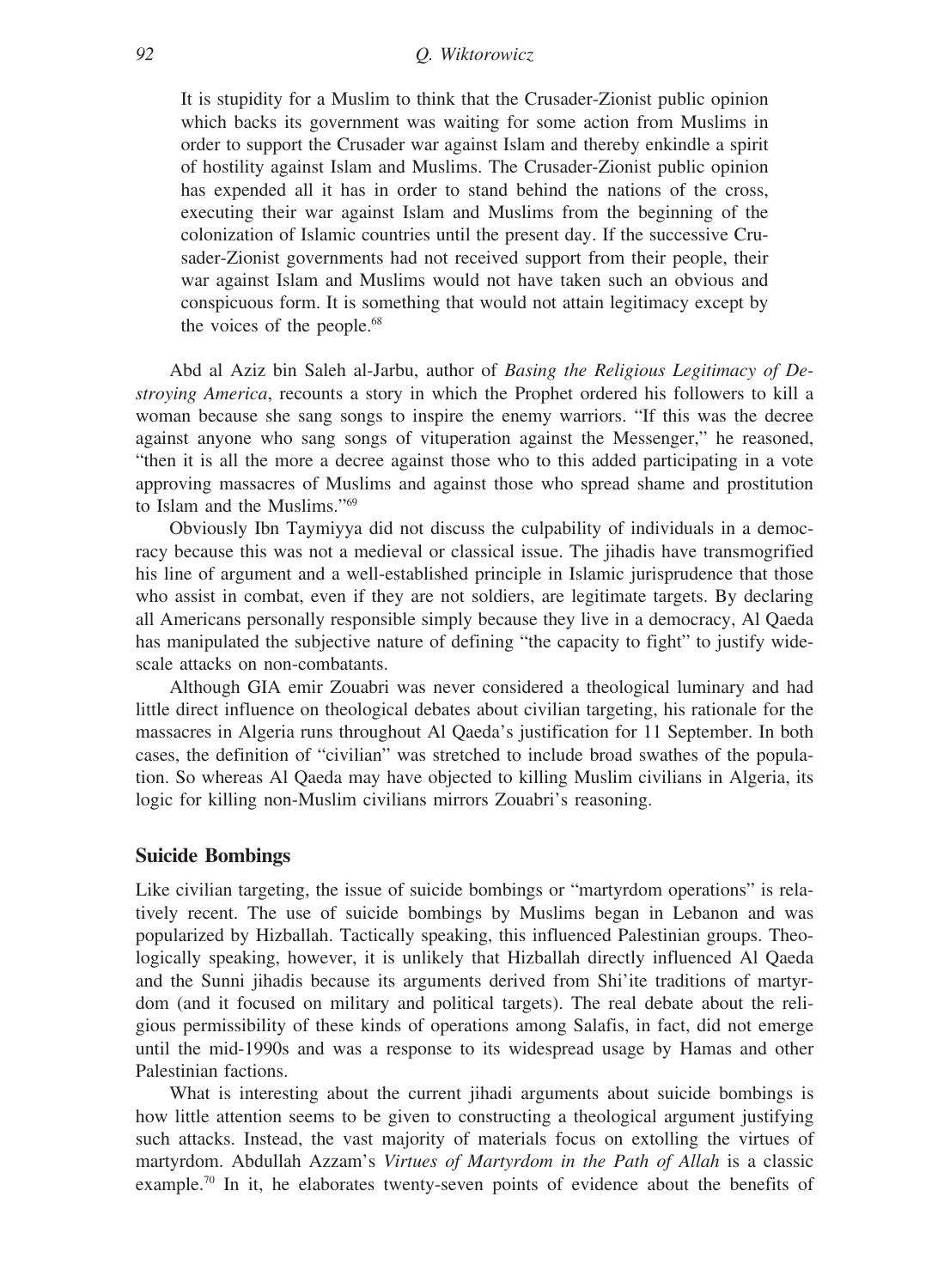> It is stupidity for a Muslim to think that the Crusader-Zionist public opinion which backs its government was waiting for some action from Muslims in order to support the Crusader war against Islam and thereby enkindle a spirit of hostility against Islam and Muslims. The Crusader-Zionist public opinion has expended all it has in order to stand behind the nations of the cross, executing their war against Islam and Muslims from the beginning of the colonization of Islamic countries until the present day. If the successive Crusader-Zionist governments had not received support from their people, their war against Islam and Muslims would not have taken such an obvious and conspicuous form. It is something that would not attain legitimacy except by the voices of the people.[68]

Abd al Aziz bin Saleh al-Jarbu, author of *Basing the Religious Legitimacy of Destroying America*, recounts a story in which the Prophet ordered his followers to kill a woman because she sang songs to inspire the enemy warriors. "If this was the decree against anyone who sang songs of vituperation against the Messenger," he reasoned, "then it is all the more a decree against those who to this added participating in a vote approving massacres of Muslims and against those who spread shame and prostitution to Islam and the Muslims."[69]

Obviously Ibn Taymiyya did not discuss the culpability of individuals in a democracy because this was not a medieval or classical issue. The jihadis have transmogrified his line of argument and a well-established principle in Islamic jurisprudence that those who assist in combat, even if they are not soldiers, are legitimate targets. By declaring all Americans personally responsible simply because they live in a democracy, Al Qaeda has manipulated the subjective nature of defining "the capacity to fight" to justify wide-scale attacks on non-combatants.

Although GIA emir Zouabri was never considered a theological luminary and had little direct influence on theological debates about civilian targeting, his rationale for the massacres in Algeria runs throughout Al Qaeda's justification for 11 September. In both cases, the definition of "civilian" was stretched to include broad swathes of the population. So whereas Al Qaeda may have objected to killing Muslim civilians in Algeria, its logic for killing non-Muslim civilians mirrors Zouabri's reasoning.

## Suicide Bombings

Like civilian targeting, the issue of suicide bombings or "martyrdom operations" is relatively recent. The use of suicide bombings by Muslims began in Lebanon and was popularized by Hizballah. Tactically speaking, this influenced Palestinian groups. Theologically speaking, however, it is unlikely that Hizballah directly influenced Al Qaeda and the Sunni jihadis because its arguments derived from Shi'ite traditions of martyrdom (and it focused on military and political targets). The real debate about the religious permissibility of these kinds of operations among Salafis, in fact, did not emerge until the mid-1990s and was a response to its widespread usage by Hamas and other Palestinian factions.

What is interesting about the current jihadi arguments about suicide bombings is how little attention seems to be given to constructing a theological argument justifying such attacks. Instead, the vast majority of materials focus on extolling the virtues of martyrdom. Abdullah Azzam's *Virtues of Martyrdom in the Path of Allah* is a classic example.[70] In it, he elaborates twenty-seven points of evidence about the benefits of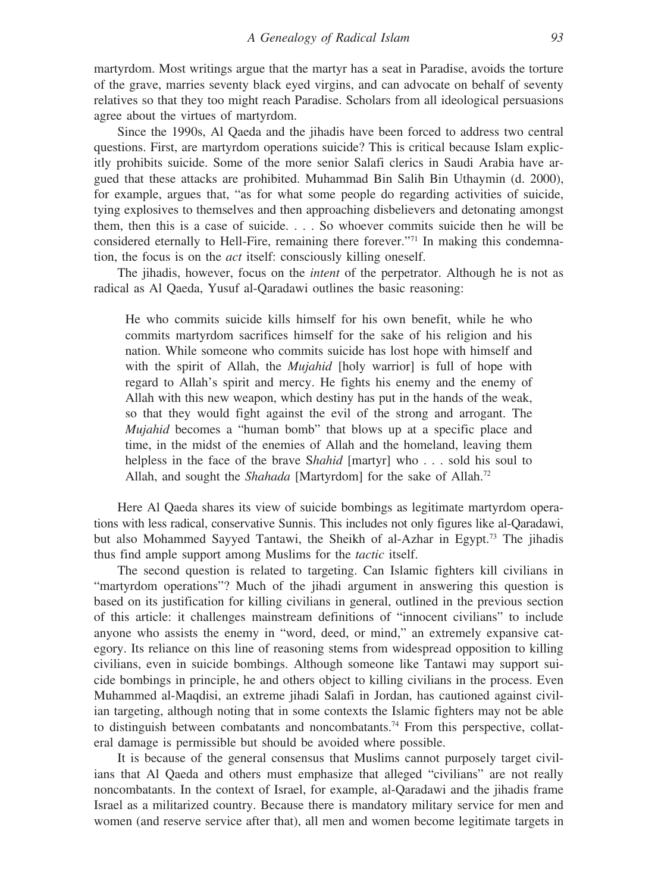martyrdom. Most writings argue that the martyr has a seat in Paradise, avoids the torture of the grave, marries seventy black eyed virgins, and can advocate on behalf of seventy relatives so that they too might reach Paradise. Scholars from all ideological persuasions agree about the virtues of martyrdom.

Since the 1990s, Al Qaeda and the jihadis have been forced to address two central questions. First, are martyrdom operations suicide? This is critical because Islam explicitly prohibits suicide. Some of the more senior Salafi clerics in Saudi Arabia have argued that these attacks are prohibited. Muhammad Bin Salih Bin Uthaymin (d. 2000), for example, argues that, "as for what some people do regarding activities of suicide, tying explosives to themselves and then approaching disbelievers and detonating amongst them, then this is a case of suicide. . . . So whoever commits suicide then he will be considered eternally to Hell-Fire, remaining there forever."[71] In making this condemnation, the focus is on the *act* itself: consciously killing oneself.

The jihadis, however, focus on the *intent* of the perpetrator. Although he is not as radical as Al Qaeda, Yusuf al-Qaradawi outlines the basic reasoning:

> He who commits suicide kills himself for his own benefit, while he who commits martyrdom sacrifices himself for the sake of his religion and his nation. While someone who commits suicide has lost hope with himself and with the spirit of Allah, the *Mujahid* [holy warrior] is full of hope with regard to Allah's spirit and mercy. He fights his enemy and the enemy of Allah with this new weapon, which destiny has put in the hands of the weak, so that they would fight against the evil of the strong and arrogant. The *Mujahid* becomes a "human bomb" that blows up at a specific place and time, in the midst of the enemies of Allah and the homeland, leaving them helpless in the face of the brave S*hahid* [martyr] who . . . sold his soul to Allah, and sought the *Shahada* [Martyrdom] for the sake of Allah.[72]

Here Al Qaeda shares its view of suicide bombings as legitimate martyrdom operations with less radical, conservative Sunnis. This includes not only figures like al-Qaradawi, but also Mohammed Sayyed Tantawi, the Sheikh of al-Azhar in Egypt.[73] The jihadis thus find ample support among Muslims for the *tactic* itself.

The second question is related to targeting. Can Islamic fighters kill civilians in "martyrdom operations"? Much of the jihadi argument in answering this question is based on its justification for killing civilians in general, outlined in the previous section of this article: it challenges mainstream definitions of "innocent civilians" to include anyone who assists the enemy in "word, deed, or mind," an extremely expansive category. Its reliance on this line of reasoning stems from widespread opposition to killing civilians, even in suicide bombings. Although someone like Tantawi may support suicide bombings in principle, he and others object to killing civilians in the process. Even Muhammed al-Maqdisi, an extreme jihadi Salafi in Jordan, has cautioned against civilian targeting, although noting that in some contexts the Islamic fighters may not be able to distinguish between combatants and noncombatants.[74] From this perspective, collateral damage is permissible but should be avoided where possible.

It is because of the general consensus that Muslims cannot purposely target civilians that Al Qaeda and others must emphasize that alleged "civilians" are not really noncombatants. In the context of Israel, for example, al-Qaradawi and the jihadis frame Israel as a militarized country. Because there is mandatory military service for men and women (and reserve service after that), all men and women become legitimate targets in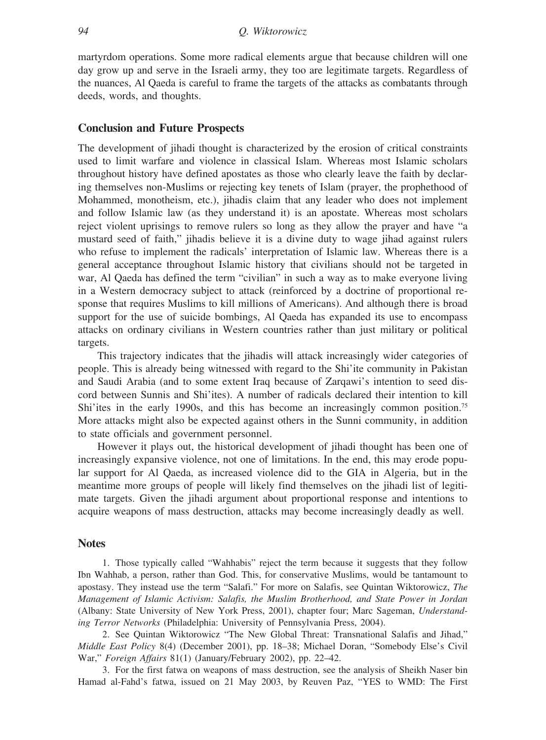martyrdom operations. Some more radical elements argue that because children will one day grow up and serve in the Israeli army, they too are legitimate targets. Regardless of the nuances, Al Qaeda is careful to frame the targets of the attacks as combatants through deeds, words, and thoughts.

## Conclusion and Future Prospects

The development of jihadi thought is characterized by the erosion of critical constraints used to limit warfare and violence in classical Islam. Whereas most Islamic scholars throughout history have defined apostates as those who clearly leave the faith by declaring themselves non-Muslims or rejecting key tenets of Islam (prayer, the prophethood of Mohammed, monotheism, etc.), jihadis claim that any leader who does not implement and follow Islamic law (as they understand it) is an apostate. Whereas most scholars reject violent uprisings to remove rulers so long as they allow the prayer and have "a mustard seed of faith," jihadis believe it is a divine duty to wage jihad against rulers who refuse to implement the radicals' interpretation of Islamic law. Whereas there is a general acceptance throughout Islamic history that civilians should not be targeted in war, Al Qaeda has defined the term "civilian" in such a way as to make everyone living in a Western democracy subject to attack (reinforced by a doctrine of proportional response that requires Muslims to kill millions of Americans). And although there is broad support for the use of suicide bombings, Al Qaeda has expanded its use to encompass attacks on ordinary civilians in Western countries rather than just military or political targets.

This trajectory indicates that the jihadis will attack increasingly wider categories of people. This is already being witnessed with regard to the Shi'ite community in Pakistan and Saudi Arabia (and to some extent Iraq because of Zarqawi's intention to seed discord between Sunnis and Shi'ites). A number of radicals declared their intention to kill Shi'ites in the early 1990s, and this has become an increasingly common position.[75] More attacks might also be expected against others in the Sunni community, in addition to state officials and government personnel.

However it plays out, the historical development of jihadi thought has been one of increasingly expansive violence, not one of limitations. In the end, this may erode popular support for Al Qaeda, as increased violence did to the GIA in Algeria, but in the meantime more groups of people will likely find themselves on the jihadi list of legitimate targets. Given the jihadi argument about proportional response and intentions to acquire weapons of mass destruction, attacks may become increasingly deadly as well.

## Notes

1. Those typically called "Wahhabis" reject the term because it suggests that they follow Ibn Wahhab, a person, rather than God. This, for conservative Muslims, would be tantamount to apostasy. They instead use the term "Salafi." For more on Salafis, see Quintan Wiktorowicz, *The Management of Islamic Activism: Salafis, the Muslim Brotherhood, and State Power in Jordan* (Albany: State University of New York Press, 2001), chapter four; Marc Sageman, *Understanding Terror Networks* (Philadelphia: University of Pennsylvania Press, 2004).

2. See Quintan Wiktorowicz "The New Global Threat: Transnational Salafis and Jihad," *Middle East Policy* 8(4) (December 2001), pp. 18–38; Michael Doran, "Somebody Else's Civil War," *Foreign Affairs* 81(1) (January/February 2002), pp. 22–42.

3. For the first fatwa on weapons of mass destruction, see the analysis of Sheikh Naser bin Hamad al-Fahd's fatwa, issued on 21 May 2003, by Reuven Paz, "YES to WMD: The First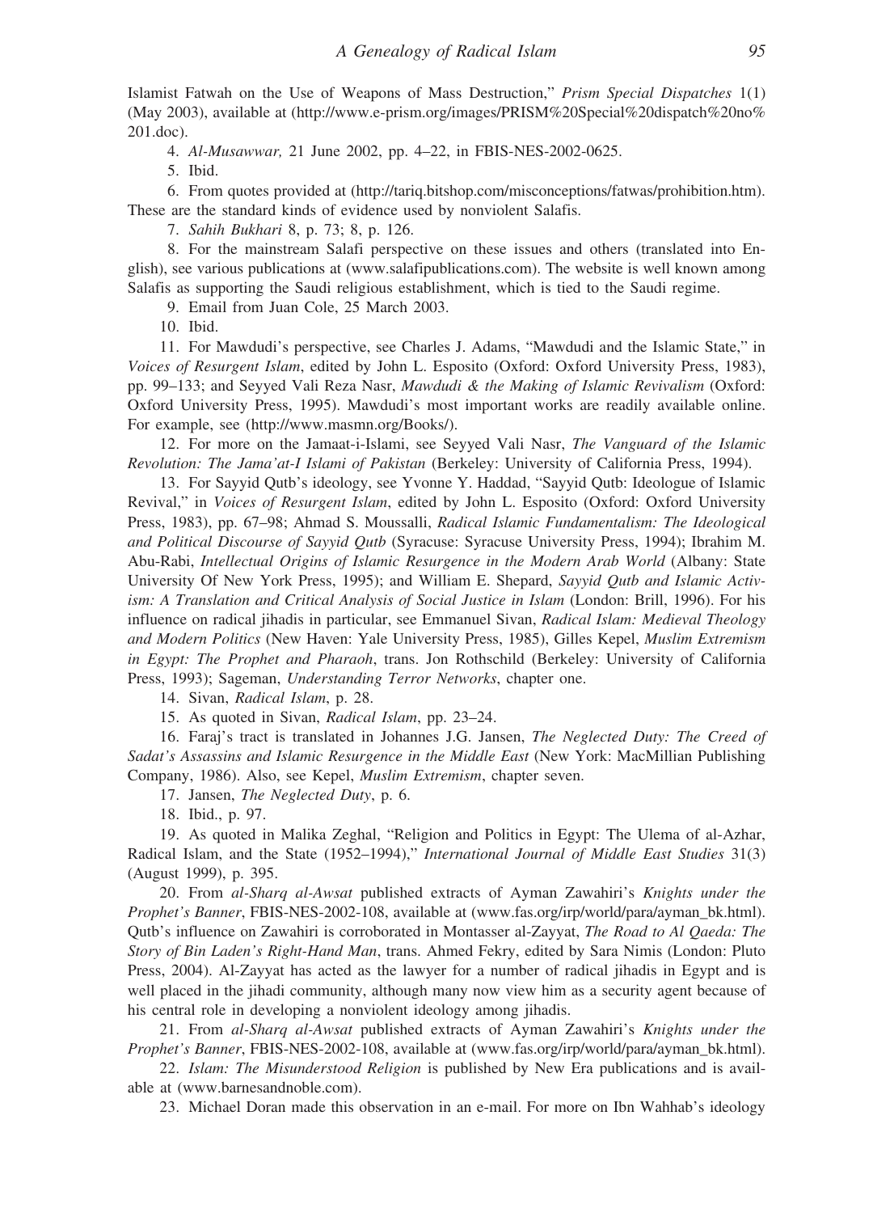Islamist Fatwah on the Use of Weapons of Mass Destruction," *Prism Special Dispatches* 1(1) (May 2003), available at (http://www.e-prism.org/images/PRISM%20Special%20dispatch%20no%201.doc).

4. *Al-Musawwar,* 21 June 2002, pp. 4–22, in FBIS-NES-2002-0625.

5. Ibid.

6. From quotes provided at (http://tariq.bitshop.com/misconceptions/fatwas/prohibition.htm). These are the standard kinds of evidence used by nonviolent Salafis.

7. *Sahih Bukhari* 8, p. 73; 8, p. 126.

8. For the mainstream Salafi perspective on these issues and others (translated into English), see various publications at (www.salafipublications.com). The website is well known among Salafis as supporting the Saudi religious establishment, which is tied to the Saudi regime.

9. Email from Juan Cole, 25 March 2003.

10. Ibid.

11. For Mawdudi's perspective, see Charles J. Adams, "Mawdudi and the Islamic State," in *Voices of Resurgent Islam*, edited by John L. Esposito (Oxford: Oxford University Press, 1983), pp. 99–133; and Seyyed Vali Reza Nasr, *Mawdudi & the Making of Islamic Revivalism* (Oxford: Oxford University Press, 1995). Mawdudi's most important works are readily available online. For example, see (http://www.masmn.org/Books/).

12. For more on the Jamaat-i-Islami, see Seyyed Vali Nasr, *The Vanguard of the Islamic Revolution: The Jama'at-I Islami of Pakistan* (Berkeley: University of California Press, 1994).

13. For Sayyid Qutb's ideology, see Yvonne Y. Haddad, "Sayyid Qutb: Ideologue of Islamic Revival," in *Voices of Resurgent Islam*, edited by John L. Esposito (Oxford: Oxford University Press, 1983), pp. 67–98; Ahmad S. Moussalli, *Radical Islamic Fundamentalism: The Ideological and Political Discourse of Sayyid Qutb* (Syracuse: Syracuse University Press, 1994); Ibrahim M. Abu-Rabi, *Intellectual Origins of Islamic Resurgence in the Modern Arab World* (Albany: State University Of New York Press, 1995); and William E. Shepard, *Sayyid Qutb and Islamic Activism: A Translation and Critical Analysis of Social Justice in Islam* (London: Brill, 1996). For his influence on radical jihadis in particular, see Emmanuel Sivan, *Radical Islam: Medieval Theology and Modern Politics* (New Haven: Yale University Press, 1985), Gilles Kepel, *Muslim Extremism in Egypt: The Prophet and Pharaoh*, trans. Jon Rothschild (Berkeley: University of California Press, 1993); Sageman, *Understanding Terror Networks*, chapter one.

14. Sivan, *Radical Islam*, p. 28.

15. As quoted in Sivan, *Radical Islam*, pp. 23–24.

16. Faraj's tract is translated in Johannes J.G. Jansen, *The Neglected Duty: The Creed of Sadat's Assassins and Islamic Resurgence in the Middle East* (New York: MacMillian Publishing Company, 1986). Also, see Kepel, *Muslim Extremism*, chapter seven.

17. Jansen, *The Neglected Duty*, p. 6.

18. Ibid., p. 97.

19. As quoted in Malika Zeghal, "Religion and Politics in Egypt: The Ulema of al-Azhar, Radical Islam, and the State (1952–1994)," *International Journal of Middle East Studies* 31(3) (August 1999), p. 395.

20. From *al-Sharq al-Awsat* published extracts of Ayman Zawahiri's *Knights under the Prophet's Banner*, FBIS-NES-2002-108, available at (www.fas.org/irp/world/para/ayman_bk.html). Qutb's influence on Zawahiri is corroborated in Montasser al-Zayyat, *The Road to Al Qaeda: The Story of Bin Laden's Right-Hand Man*, trans. Ahmed Fekry, edited by Sara Nimis (London: Pluto Press, 2004). Al-Zayyat has acted as the lawyer for a number of radical jihadis in Egypt and is well placed in the jihadi community, although many now view him as a security agent because of his central role in developing a nonviolent ideology among jihadis.

21. From *al-Sharq al-Awsat* published extracts of Ayman Zawahiri's *Knights under the Prophet's Banner*, FBIS-NES-2002-108, available at (www.fas.org/irp/world/para/ayman_bk.html).

22. *Islam: The Misunderstood Religion* is published by New Era publications and is available at (www.barnesandnoble.com).

23. Michael Doran made this observation in an e-mail. For more on Ibn Wahhab's ideology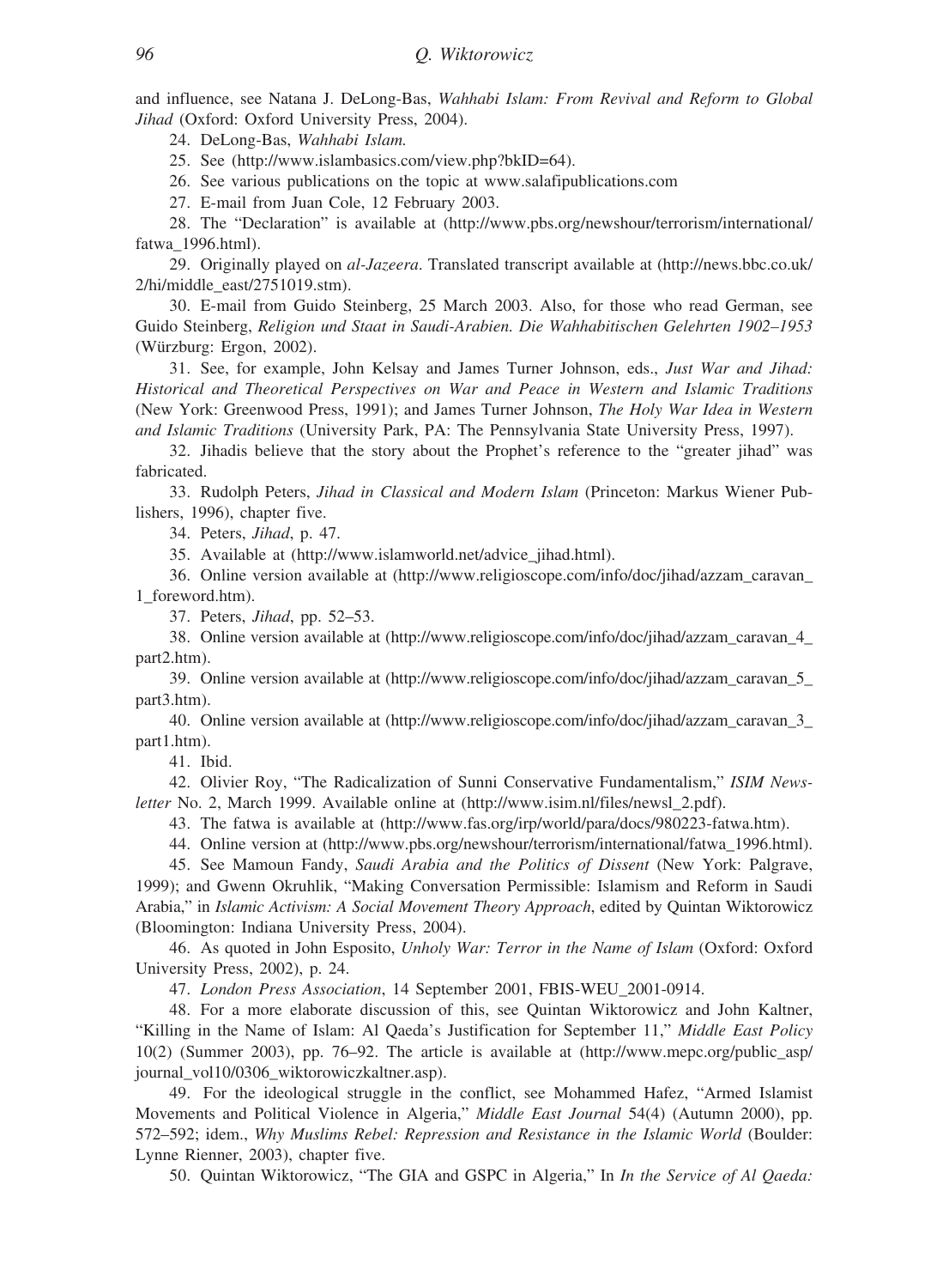and influence, see Natana J. DeLong-Bas, *Wahhabi Islam: From Revival and Reform to Global Jihad* (Oxford: Oxford University Press, 2004).

24. DeLong-Bas, *Wahhabi Islam.*

25. See (http://www.islambasics.com/view.php?bkID=64).

26. See various publications on the topic at www.salafipublications.com

27. E-mail from Juan Cole, 12 February 2003.

28. The "Declaration" is available at (http://www.pbs.org/newshour/terrorism/international/fatwa_1996.html).

29. Originally played on *al-Jazeera*. Translated transcript available at (http://news.bbc.co.uk/2/hi/middle_east/2751019.stm).

30. E-mail from Guido Steinberg, 25 March 2003. Also, for those who read German, see Guido Steinberg, *Religion und Staat in Saudi-Arabien. Die Wahhabitischen Gelehrten 1902–1953* (Würzburg: Ergon, 2002).

31. See, for example, John Kelsay and James Turner Johnson, eds., *Just War and Jihad: Historical and Theoretical Perspectives on War and Peace in Western and Islamic Traditions* (New York: Greenwood Press, 1991); and James Turner Johnson, *The Holy War Idea in Western and Islamic Traditions* (University Park, PA: The Pennsylvania State University Press, 1997).

32. Jihadis believe that the story about the Prophet's reference to the "greater jihad" was fabricated.

33. Rudolph Peters, *Jihad in Classical and Modern Islam* (Princeton: Markus Wiener Publishers, 1996), chapter five.

34. Peters, *Jihad*, p. 47.

35. Available at (http://www.islamworld.net/advice_jihad.html).

36. Online version available at (http://www.religioscope.com/info/doc/jihad/azzam_caravan_1_foreword.htm).

37. Peters, *Jihad*, pp. 52–53.

38. Online version available at (http://www.religioscope.com/info/doc/jihad/azzam_caravan_4_part2.htm).

39. Online version available at (http://www.religioscope.com/info/doc/jihad/azzam_caravan_5_part3.htm).

40. Online version available at (http://www.religioscope.com/info/doc/jihad/azzam_caravan_3_part1.htm).

41. Ibid.

42. Olivier Roy, "The Radicalization of Sunni Conservative Fundamentalism," *ISIM Newsletter* No. 2, March 1999. Available online at (http://www.isim.nl/files/newsl_2.pdf).

43. The fatwa is available at (http://www.fas.org/irp/world/para/docs/980223-fatwa.htm).

44. Online version at (http://www.pbs.org/newshour/terrorism/international/fatwa_1996.html).

45. See Mamoun Fandy, *Saudi Arabia and the Politics of Dissent* (New York: Palgrave, 1999); and Gwenn Okruhlik, "Making Conversation Permissible: Islamism and Reform in Saudi Arabia," in *Islamic Activism: A Social Movement Theory Approach*, edited by Quintan Wiktorowicz (Bloomington: Indiana University Press, 2004).

46. As quoted in John Esposito, *Unholy War: Terror in the Name of Islam* (Oxford: Oxford University Press, 2002), p. 24.

47. *London Press Association*, 14 September 2001, FBIS-WEU_2001-0914.

48. For a more elaborate discussion of this, see Quintan Wiktorowicz and John Kaltner, "Killing in the Name of Islam: Al Qaeda's Justification for September 11," *Middle East Policy* 10(2) (Summer 2003), pp. 76–92. The article is available at (http://www.mepc.org/public_asp/journal_vol10/0306_wiktorowiczkaltner.asp).

49. For the ideological struggle in the conflict, see Mohammed Hafez, "Armed Islamist Movements and Political Violence in Algeria," *Middle East Journal* 54(4) (Autumn 2000), pp. 572–592; idem., *Why Muslims Rebel: Repression and Resistance in the Islamic World* (Boulder: Lynne Rienner, 2003), chapter five.

50. Quintan Wiktorowicz, "The GIA and GSPC in Algeria," In *In the Service of Al Qaeda:*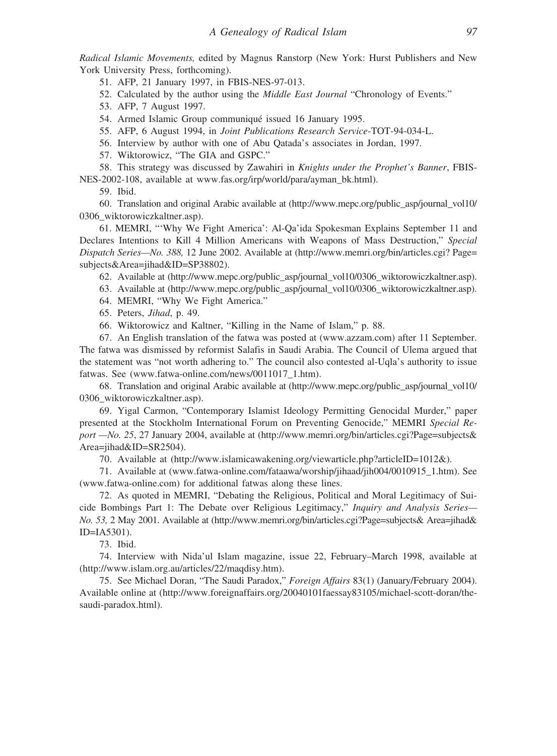*Radical Islamic Movements,* edited by Magnus Ranstorp (New York: Hurst Publishers and New York University Press, forthcoming).

51. AFP, 21 January 1997, in FBIS-NES-97-013.

52. Calculated by the author using the *Middle East Journal* "Chronology of Events."

53. AFP, 7 August 1997.

54. Armed Islamic Group communiqué issued 16 January 1995.

55. AFP, 6 August 1994, in *Joint Publications Research Service*-TOT-94-034-L.

56. Interview by author with one of Abu Qatada's associates in Jordan, 1997.

57. Wiktorowicz, "The GIA and GSPC."

58. This strategy was discussed by Zawahiri in *Knights under the Prophet's Banner*, FBIS-NES-2002-108, available at www.fas.org/irp/world/para/ayman_bk.html).

59. Ibid.

60. Translation and original Arabic available at (http://www.mepc.org/public_asp/journal_vol10/0306_wiktorowiczkaltner.asp).

61. MEMRI, "'Why We Fight America': Al-Qa'ida Spokesman Explains September 11 and Declares Intentions to Kill 4 Million Americans with Weapons of Mass Destruction," *Special Dispatch Series—No. 388,* 12 June 2002. Available at (http://www.memri.org/bin/articles.cgi? Page=subjects&Area=jihad&ID=SP38802).

62. Available at (http://www.mepc.org/public_asp/journal_vol10/0306_wiktorowiczkaltner.asp).

63. Available at (http://www.mepc.org/public_asp/journal_vol10/0306_wiktorowiczkaltner.asp).

64. MEMRI, "Why We Fight America."

65. Peters, *Jihad*, p. 49.

66. Wiktorowicz and Kaltner, "Killing in the Name of Islam," p. 88.

67. An English translation of the fatwa was posted at (www.azzam.com) after 11 September. The fatwa was dismissed by reformist Salafis in Saudi Arabia. The Council of Ulema argued that the statement was "not worth adhering to." The council also contested al-Uqla's authority to issue fatwas. See (www.fatwa-online.com/news/0011017_1.htm).

68. Translation and original Arabic available at (http://www.mepc.org/public_asp/journal_vol10/0306_wiktorowiczkaltner.asp).

69. Yigal Carmon, "Contemporary Islamist Ideology Permitting Genocidal Murder," paper presented at the Stockholm International Forum on Preventing Genocide," MEMRI *Special Report —No. 25*, 27 January 2004, available at (http://www.memri.org/bin/articles.cgi?Page=subjects&Area=jihad&ID=SR2504).

70. Available at (http://www.islamicawakening.org/viewarticle.php?articleID=1012&).

71. Available at (www.fatwa-online.com/fataawa/worship/jihaad/jih004/0010915_1.htm). See (www.fatwa-online.com) for additional fatwas along these lines.

72. As quoted in MEMRI, "Debating the Religious, Political and Moral Legitimacy of Suicide Bombings Part 1: The Debate over Religious Legitimacy," *Inquiry and Analysis Series—No. 53,* 2 May 2001. Available at (http://www.memri.org/bin/articles.cgi?Page=subjects& Area=jihad&ID=IA5301).

73. Ibid.

74. Interview with Nida'ul Islam magazine, issue 22, February–March 1998, available at (http://www.islam.org.au/articles/22/maqdisy.htm).

75. See Michael Doran, "The Saudi Paradox," *Foreign Affairs* 83(1) (January/February 2004). Available online at (http://www.foreignaffairs.org/20040101faessay83105/michael-scott-doran/the-saudi-paradox.html).